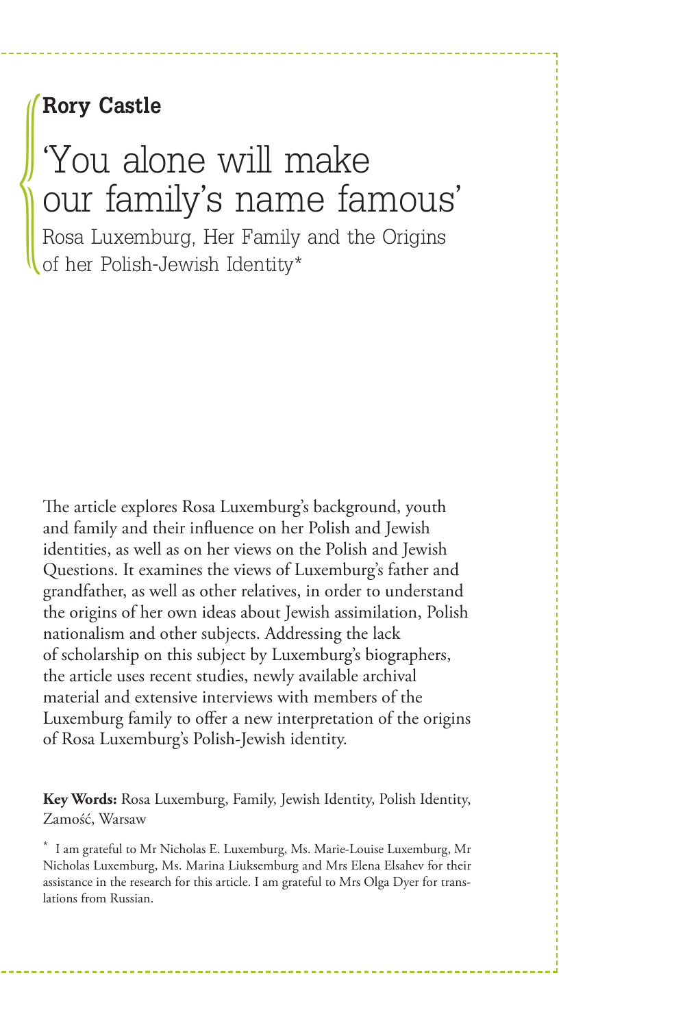**Rory Castle**

# 'You alone will make our family's name famous'

## Rosa Luxemburg, Her Family and the Origins of her Polish-Jewish Identity*

The article explores Rosa Luxemburg's background, youth and family and their influence on her Polish and Jewish identities, as well as on her views on the Polish and Jewish Questions. It examines the views of Luxemburg's father and grandfather, as well as other relatives, in order to understand the origins of her own ideas about Jewish assimilation, Polish nationalism and other subjects. Addressing the lack of scholarship on this subject by Luxemburg's biographers, the article uses recent studies, newly available archival material and extensive interviews with members of the Luxemburg family to offer a new interpretation of the origins of Rosa Luxemburg's Polish-Jewish identity.

**Key Words:** Rosa Luxemburg, Family, Jewish Identity, Polish Identity, Zamość, Warsaw

* I am grateful to Mr Nicholas E. Luxemburg, Ms. Marie-Louise Luxemburg, Mr Nicholas Luxemburg, Ms. Marina Liuksemburg and Mrs Elena Elsahev for their assistance in the research for this article. I am grateful to Mrs Olga Dyer for translations from Russian.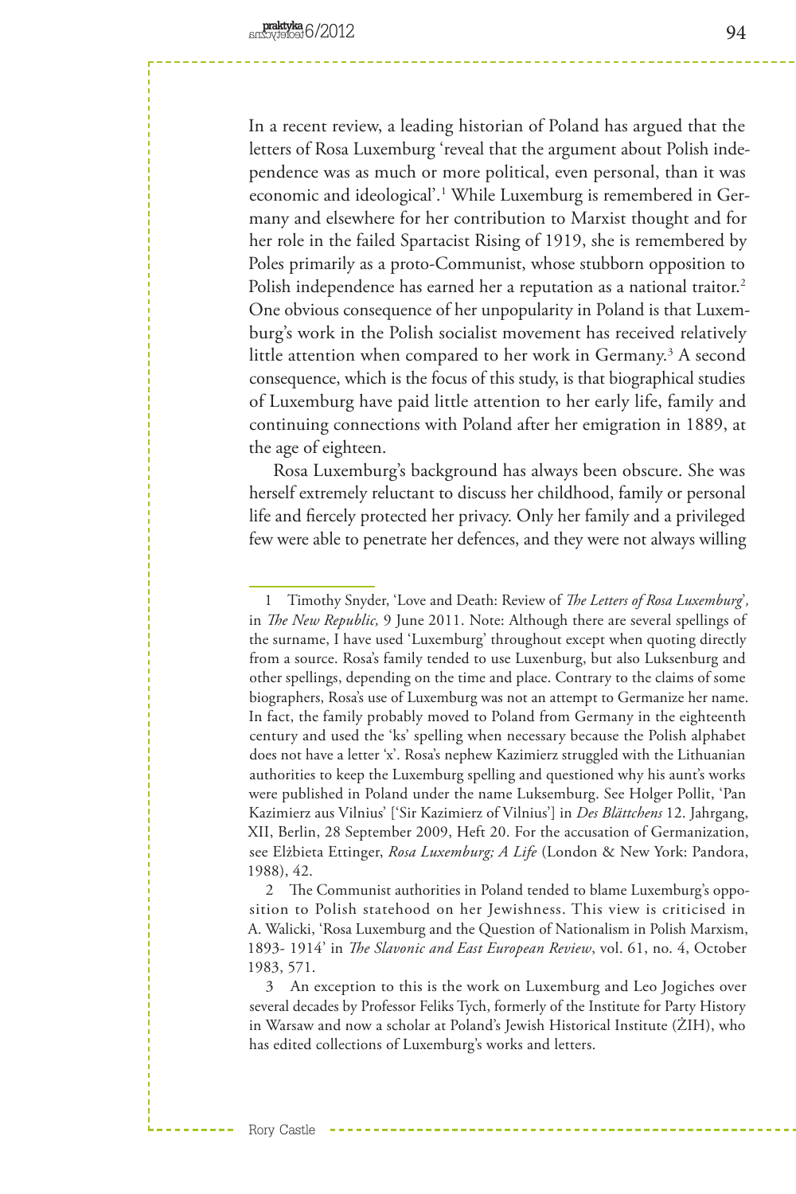In a recent review, a leading historian of Poland has argued that the letters of Rosa Luxemburg 'reveal that the argument about Polish independence was as much or more political, even personal, than it was economic and ideological'.[1] While Luxemburg is remembered in Germany and elsewhere for her contribution to Marxist thought and for her role in the failed Spartacist Rising of 1919, she is remembered by Poles primarily as a proto-Communist, whose stubborn opposition to Polish independence has earned her a reputation as a national traitor.[2] One obvious consequence of her unpopularity in Poland is that Luxemburg's work in the Polish socialist movement has received relatively little attention when compared to her work in Germany.[3] A second consequence, which is the focus of this study, is that biographical studies of Luxemburg have paid little attention to her early life, family and continuing connections with Poland after her emigration in 1889, at the age of eighteen.

Rosa Luxemburg's background has always been obscure. She was herself extremely reluctant to discuss her childhood, family or personal life and fiercely protected her privacy. Only her family and a privileged few were able to penetrate her defences, and they were not always willing

---

1 Timothy Snyder, 'Love and Death: Review of *The Letters of Rosa Luxemburg*', in *The New Republic,* 9 June 2011. Note: Although there are several spellings of the surname, I have used 'Luxemburg' throughout except when quoting directly from a source. Rosa's family tended to use Luxenburg, but also Luksenburg and other spellings, depending on the time and place. Contrary to the claims of some biographers, Rosa's use of Luxemburg was not an attempt to Germanize her name. In fact, the family probably moved to Poland from Germany in the eighteenth century and used the 'ks' spelling when necessary because the Polish alphabet does not have a letter 'x'. Rosa's nephew Kazimierz struggled with the Lithuanian authorities to keep the Luxemburg spelling and questioned why his aunt's works were published in Poland under the name Luksemburg. See Holger Pollit, 'Pan Kazimierz aus Vilnius' ['Sir Kazimierz of Vilnius'] in *Des Blättchens* 12. Jahrgang, XII, Berlin, 28 September 2009, Heft 20. For the accusation of Germanization, see Elżbieta Ettinger, *Rosa Luxemburg; A Life* (London & New York: Pandora, 1988), 42.

2 The Communist authorities in Poland tended to blame Luxemburg's opposition to Polish statehood on her Jewishness. This view is criticised in A. Walicki, 'Rosa Luxemburg and the Question of Nationalism in Polish Marxism, 1893- 1914' in *The Slavonic and East European Review*, vol. 61, no. 4, October 1983, 571.

3 An exception to this is the work on Luxemburg and Leo Jogiches over several decades by Professor Feliks Tych, formerly of the Institute for Party History in Warsaw and now a scholar at Poland's Jewish Historical Institute (ŻIH), who has edited collections of Luxemburg's works and letters.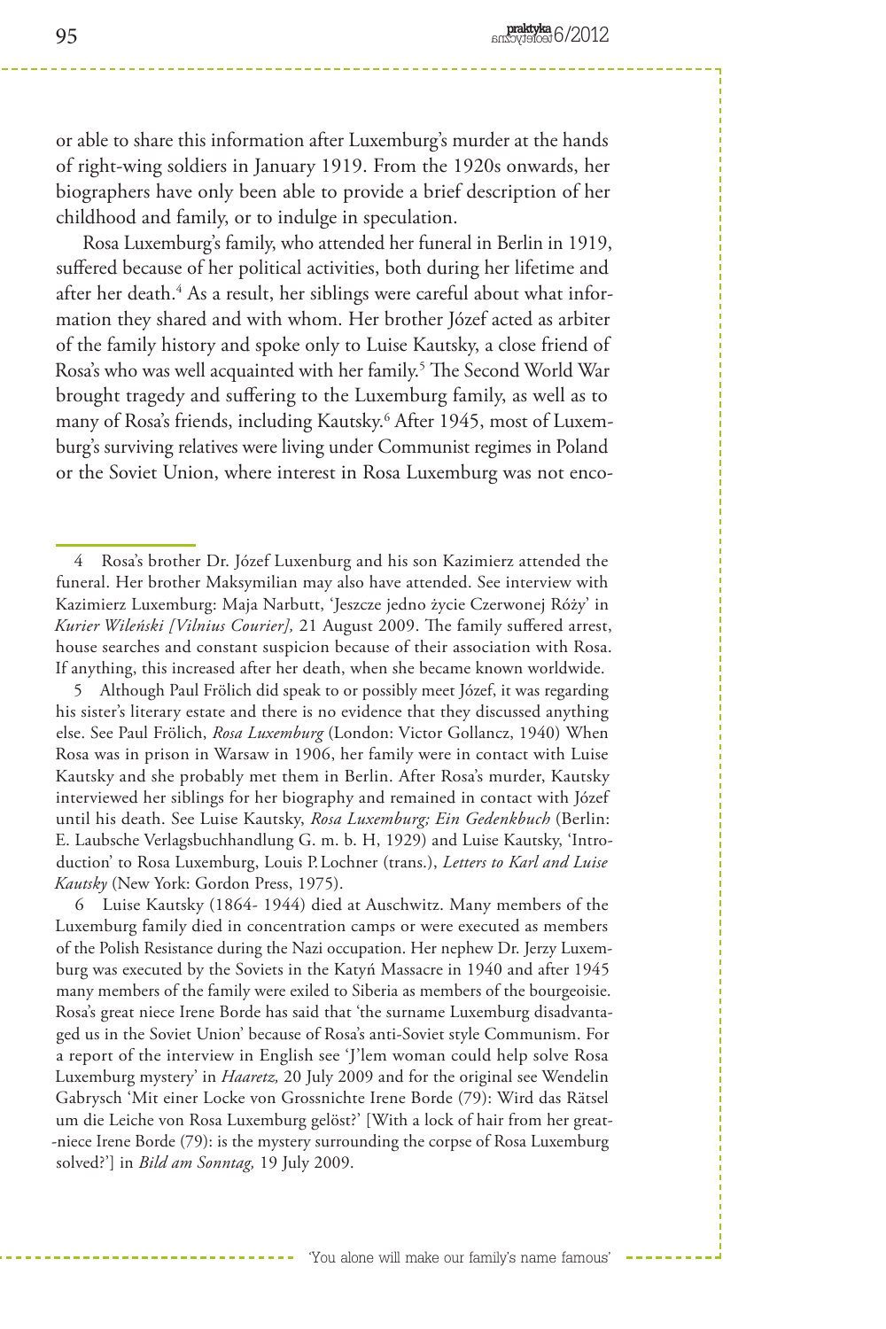or able to share this information after Luxemburg's murder at the hands of right-wing soldiers in January 1919. From the 1920s onwards, her biographers have only been able to provide a brief description of her childhood and family, or to indulge in speculation.

Rosa Luxemburg's family, who attended her funeral in Berlin in 1919, suffered because of her political activities, both during her lifetime and after her death.[4] As a result, her siblings were careful about what information they shared and with whom. Her brother Józef acted as arbiter of the family history and spoke only to Luise Kautsky, a close friend of Rosa's who was well acquainted with her family.[5] The Second World War brought tragedy and suffering to the Luxemburg family, as well as to many of Rosa's friends, including Kautsky.[6] After 1945, most of Luxemburg's surviving relatives were living under Communist regimes in Poland or the Soviet Union, where interest in Rosa Luxemburg was not enco-

---

4 Rosa's brother Dr. Józef Luxenburg and his son Kazimierz attended the funeral. Her brother Maksymilian may also have attended. See interview with Kazimierz Luxemburg: Maja Narbutt, 'Jeszcze jedno życie Czerwonej Róży' in *Kurier Wileński [Vilnius Courier],* 21 August 2009. The family suffered arrest, house searches and constant suspicion because of their association with Rosa. If anything, this increased after her death, when she became known worldwide.

5 Although Paul Frölich did speak to or possibly meet Józef, it was regarding his sister's literary estate and there is no evidence that they discussed anything else. See Paul Frölich, *Rosa Luxemburg* (London: Victor Gollancz, 1940) When Rosa was in prison in Warsaw in 1906, her family were in contact with Luise Kautsky and she probably met them in Berlin. After Rosa's murder, Kautsky interviewed her siblings for her biography and remained in contact with Józef until his death. See Luise Kautsky, *Rosa Luxemburg; Ein Gedenkbuch* (Berlin: E. Laubsche Verlagsbuchhandlung G. m. b. H, 1929) and Luise Kautsky, 'Introduction' to Rosa Luxemburg, Louis P. Lochner (trans.), *Letters to Karl and Luise Kautsky* (New York: Gordon Press, 1975).

6 Luise Kautsky (1864- 1944) died at Auschwitz. Many members of the Luxemburg family died in concentration camps or were executed as members of the Polish Resistance during the Nazi occupation. Her nephew Dr. Jerzy Luxemburg was executed by the Soviets in the Katyń Massacre in 1940 and after 1945 many members of the family were exiled to Siberia as members of the bourgeoisie. Rosa's great niece Irene Borde has said that 'the surname Luxemburg disadvantaged us in the Soviet Union' because of Rosa's anti-Soviet style Communism. For a report of the interview in English see 'J'lem woman could help solve Rosa Luxemburg mystery' in *Haaretz,* 20 July 2009 and for the original see Wendelin Gabrysch 'Mit einer Locke von Grossnichte Irene Borde (79): Wird das Rätsel um die Leiche von Rosa Luxemburg gelöst?' [With a lock of hair from her great-niece Irene Borde (79): is the mystery surrounding the corpse of Rosa Luxemburg solved?'] in *Bild am Sonntag,* 19 July 2009.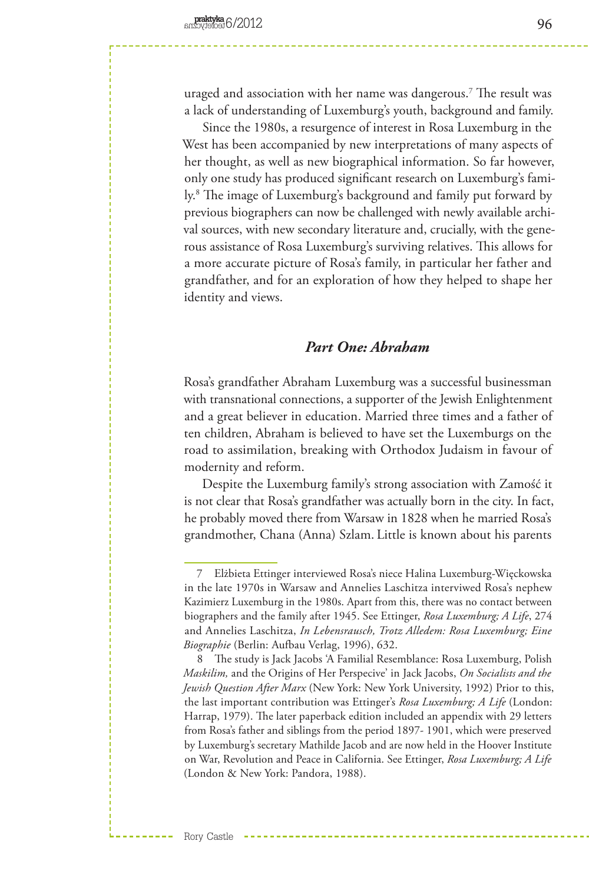uraged and association with her name was dangerous.[7] The result was a lack of understanding of Luxemburg's youth, background and family.

Since the 1980s, a resurgence of interest in Rosa Luxemburg in the West has been accompanied by new interpretations of many aspects of her thought, as well as new biographical information. So far however, only one study has produced significant research on Luxemburg's family.[8] The image of Luxemburg's background and family put forward by previous biographers can now be challenged with newly available archival sources, with new secondary literature and, crucially, with the generous assistance of Rosa Luxemburg's surviving relatives. This allows for a more accurate picture of Rosa's family, in particular her father and grandfather, and for an exploration of how they helped to shape her identity and views.

## *Part One: Abraham*

Rosa's grandfather Abraham Luxemburg was a successful businessman with transnational connections, a supporter of the Jewish Enlightenment and a great believer in education. Married three times and a father of ten children, Abraham is believed to have set the Luxemburgs on the road to assimilation, breaking with Orthodox Judaism in favour of modernity and reform.

Despite the Luxemburg family's strong association with Zamość it is not clear that Rosa's grandfather was actually born in the city. In fact, he probably moved there from Warsaw in 1828 when he married Rosa's grandmother, Chana (Anna) Szlam. Little is known about his parents

---

7 Elżbieta Ettinger interviewed Rosa's niece Halina Luxemburg-Więckowska in the late 1970s in Warsaw and Annelies Laschitza interviwed Rosa's nephew Kazimierz Luxemburg in the 1980s. Apart from this, there was no contact between biographers and the family after 1945. See Ettinger, *Rosa Luxemburg; A Life*, 274 and Annelies Laschitza, *In Lebensrausch, Trotz Alledem: Rosa Luxemburg; Eine Biographie* (Berlin: Aufbau Verlag, 1996), 632.

8 The study is Jack Jacobs 'A Familial Resemblance: Rosa Luxemburg, Polish *Maskilim,* and the Origins of Her Perspecive' in Jack Jacobs, *On Socialists and the Jewish Question After Marx* (New York: New York University, 1992) Prior to this, the last important contribution was Ettinger's *Rosa Luxemburg; A Life* (London: Harrap, 1979). The later paperback edition included an appendix with 29 letters from Rosa's father and siblings from the period 1897- 1901, which were preserved by Luxemburg's secretary Mathilde Jacob and are now held in the Hoover Institute on War, Revolution and Peace in California. See Ettinger, *Rosa Luxemburg; A Life* (London & New York: Pandora, 1988).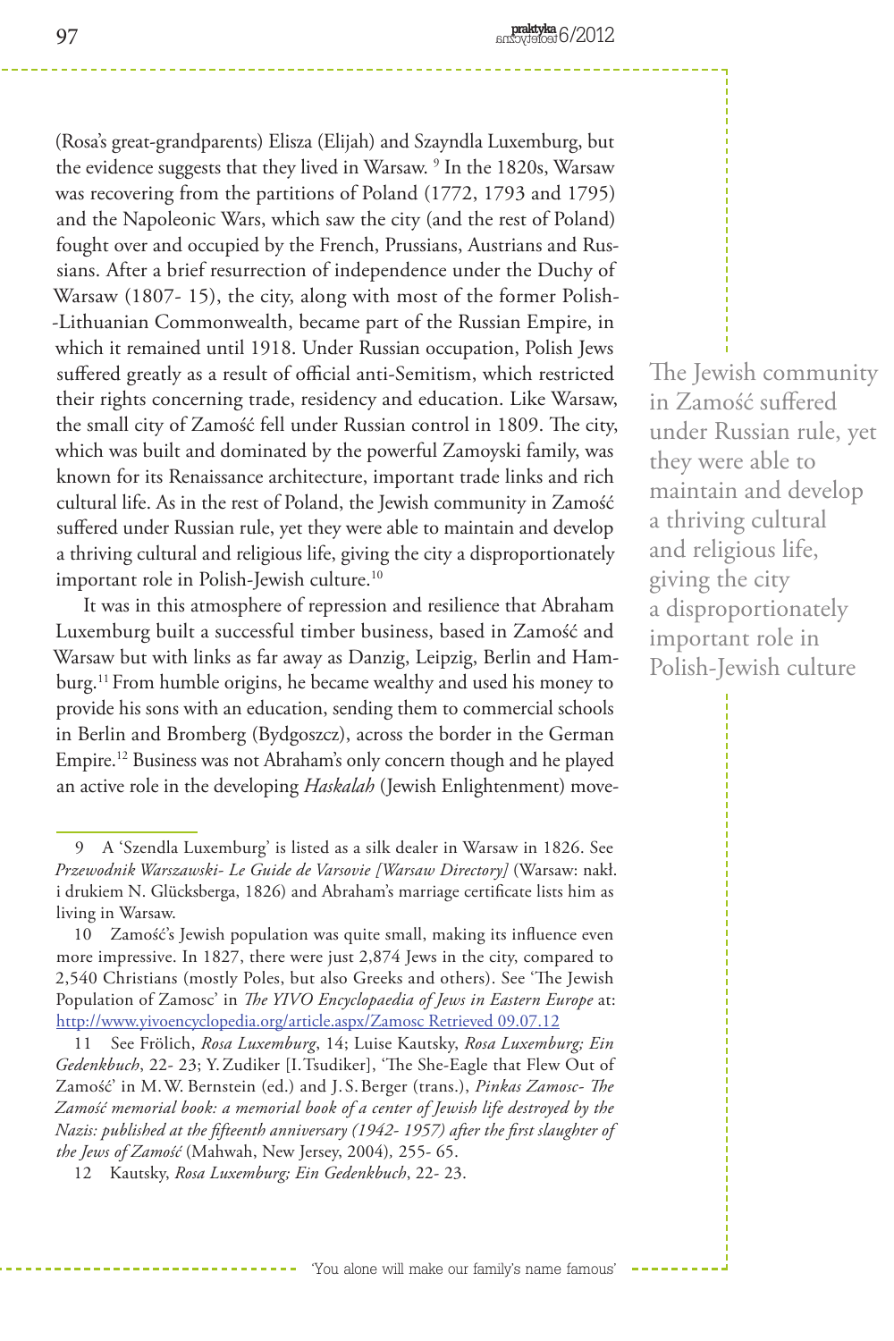(Rosa's great-grandparents) Elisza (Elijah) and Szayndla Luxemburg, but the evidence suggests that they lived in Warsaw. [9] In the 1820s, Warsaw was recovering from the partitions of Poland (1772, 1793 and 1795) and the Napoleonic Wars, which saw the city (and the rest of Poland) fought over and occupied by the French, Prussians, Austrians and Russians. After a brief resurrection of independence under the Duchy of Warsaw (1807- 15), the city, along with most of the former Polish-Lithuanian Commonwealth, became part of the Russian Empire, in which it remained until 1918. Under Russian occupation, Polish Jews suffered greatly as a result of official anti-Semitism, which restricted their rights concerning trade, residency and education. Like Warsaw, the small city of Zamość fell under Russian control in 1809. The city, which was built and dominated by the powerful Zamoyski family, was known for its Renaissance architecture, important trade links and rich cultural life. As in the rest of Poland, the Jewish community in Zamość suffered under Russian rule, yet they were able to maintain and develop a thriving cultural and religious life, giving the city a disproportionately important role in Polish-Jewish culture.[10]

It was in this atmosphere of repression and resilience that Abraham Luxemburg built a successful timber business, based in Zamość and Warsaw but with links as far away as Danzig, Leipzig, Berlin and Hamburg.[11] From humble origins, he became wealthy and used his money to provide his sons with an education, sending them to commercial schools in Berlin and Bromberg (Bydgoszcz), across the border in the German Empire.[12] Business was not Abraham's only concern though and he played an active role in the developing *Haskalah* (Jewish Enlightenment) move-

> The Jewish community in Zamość suffered under Russian rule, yet they were able to maintain and develop a thriving cultural and religious life, giving the city a disproportionately important role in Polish-Jewish culture

---

9 A 'Szendla Luxemburg' is listed as a silk dealer in Warsaw in 1826. See *Przewodnik Warszawski- Le Guide de Varsovie [Warsaw Directory]* (Warsaw: nakł. i drukiem N. Glücksberga, 1826) and Abraham's marriage certificate lists him as living in Warsaw.

10 Zamość's Jewish population was quite small, making its influence even more impressive. In 1827, there were just 2,874 Jews in the city, compared to 2,540 Christians (mostly Poles, but also Greeks and others). See 'The Jewish Population of Zamosc' in *The YIVO Encyclopaedia of Jews in Eastern Europe* at: http://www.yivoencyclopedia.org/article.aspx/Zamosc Retrieved 09.07.12

11 See Frölich, *Rosa Luxemburg*, 14; Luise Kautsky, *Rosa Luxemburg; Ein Gedenkbuch*, 22- 23; Y. Zudiker [I. Tsudiker], 'The She-Eagle that Flew Out of Zamość' in M. W. Bernstein (ed.) and J. S. Berger (trans.), *Pinkas Zamosc- The Zamość memorial book: a memorial book of a center of Jewish life destroyed by the Nazis: published at the fifteenth anniversary (1942- 1957) after the first slaughter of the Jews of Zamość* (Mahwah, New Jersey, 2004), 255- 65.

12 Kautsky, *Rosa Luxemburg; Ein Gedenkbuch*, 22- 23.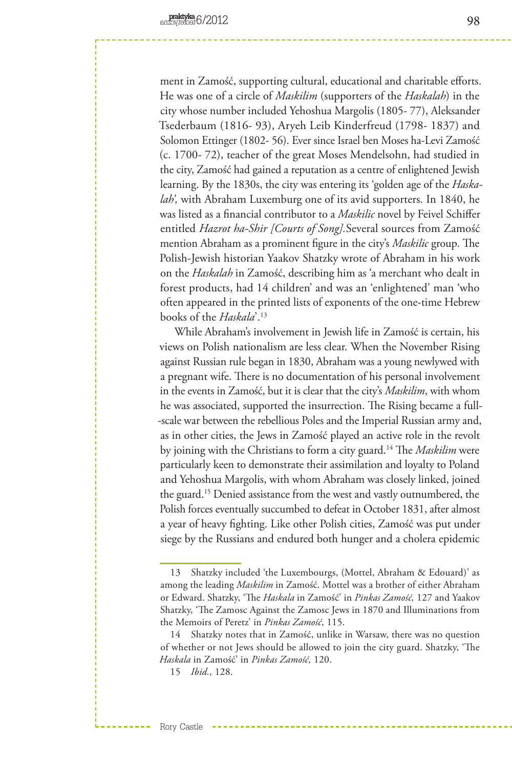ment in Zamość, supporting cultural, educational and charitable efforts. He was one of a circle of *Maskilim* (supporters of the *Haskalah*) in the city whose number included Yehoshua Margolis (1805- 77), Aleksander Tsederbaum (1816- 93), Aryeh Leib Kinderfreud (1798- 1837) and Solomon Ettinger (1802- 56). Ever since Israel ben Moses ha-Levi Zamość (c. 1700- 72), teacher of the great Moses Mendelsohn, had studied in the city, Zamość had gained a reputation as a centre of enlightened Jewish learning. By the 1830s, the city was entering its 'golden age of the *Haskalah*', with Abraham Luxemburg one of its avid supporters. In 1840, he was listed as a financial contributor to a *Maskilic* novel by Feivel Schiffer entitled *Hazrot ha-Shir [Courts of Song]*.Several sources from Zamość mention Abraham as a prominent figure in the city's *Maskilic* group. The Polish-Jewish historian Yaakov Shatzky wrote of Abraham in his work on the *Haskalah* in Zamość, describing him as 'a merchant who dealt in forest products, had 14 children' and was an 'enlightened' man 'who often appeared in the printed lists of exponents of the one-time Hebrew books of the *Haskala*'.[13]

While Abraham's involvement in Jewish life in Zamość is certain, his views on Polish nationalism are less clear. When the November Rising against Russian rule began in 1830, Abraham was a young newlywed with a pregnant wife. There is no documentation of his personal involvement in the events in Zamość, but it is clear that the city's *Maskilim*, with whom he was associated, supported the insurrection. The Rising became a full--scale war between the rebellious Poles and the Imperial Russian army and, as in other cities, the Jews in Zamość played an active role in the revolt by joining with the Christians to form a city guard.[14] The *Maskilim* were particularly keen to demonstrate their assimilation and loyalty to Poland and Yehoshua Margolis, with whom Abraham was closely linked, joined the guard.[15] Denied assistance from the west and vastly outnumbered, the Polish forces eventually succumbed to defeat in October 1831, after almost a year of heavy fighting. Like other Polish cities, Zamość was put under siege by the Russians and endured both hunger and a cholera epidemic

---

13 Shatzky included 'the Luxembourgs, (Mottel, Abraham & Edouard)' as among the leading *Maskilim* in Zamość. Mottel was a brother of either Abraham or Edward. Shatzky, 'The *Haskala* in Zamość' in *Pinkas Zamość,* 127 and Yaakov Shatzky, 'The Zamosc Against the Zamosc Jews in 1870 and Illuminations from the Memoirs of Peretz' in *Pinkas Zamość*, 115.

14 Shatzky notes that in Zamość, unlike in Warsaw, there was no question of whether or not Jews should be allowed to join the city guard. Shatzky, 'The *Haskala* in Zamość' in *Pinkas Zamość,* 120.

15 *Ibid.,* 128.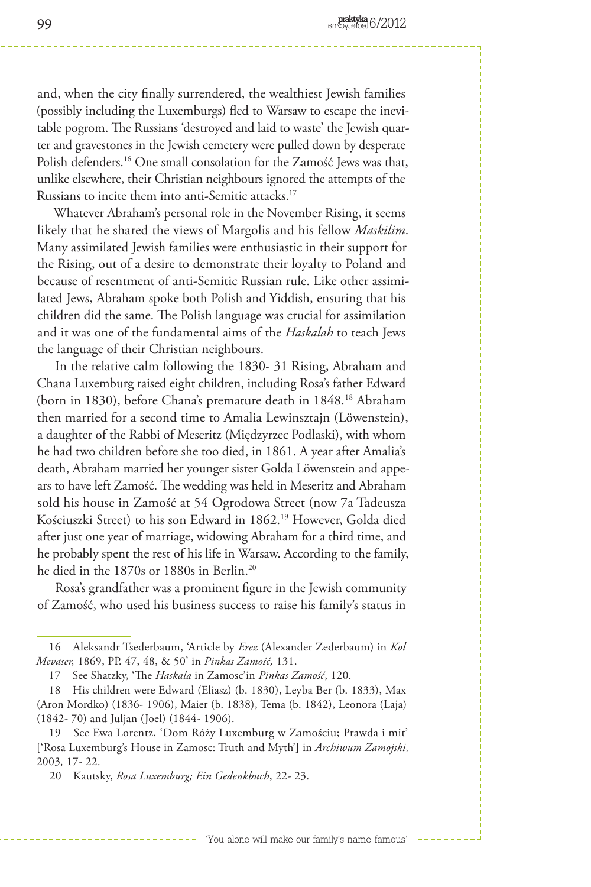and, when the city finally surrendered, the wealthiest Jewish families (possibly including the Luxemburgs) fled to Warsaw to escape the inevitable pogrom. The Russians 'destroyed and laid to waste' the Jewish quarter and gravestones in the Jewish cemetery were pulled down by desperate Polish defenders.[16] One small consolation for the Zamość Jews was that, unlike elsewhere, their Christian neighbours ignored the attempts of the Russians to incite them into anti-Semitic attacks.[17]

Whatever Abraham's personal role in the November Rising, it seems likely that he shared the views of Margolis and his fellow *Maskilim*. Many assimilated Jewish families were enthusiastic in their support for the Rising, out of a desire to demonstrate their loyalty to Poland and because of resentment of anti-Semitic Russian rule. Like other assimilated Jews, Abraham spoke both Polish and Yiddish, ensuring that his children did the same. The Polish language was crucial for assimilation and it was one of the fundamental aims of the *Haskalah* to teach Jews the language of their Christian neighbours.

In the relative calm following the 1830- 31 Rising, Abraham and Chana Luxemburg raised eight children, including Rosa's father Edward (born in 1830), before Chana's premature death in 1848.[18] Abraham then married for a second time to Amalia Lewinsztajn (Löwenstein), a daughter of the Rabbi of Meseritz (Międzyrzec Podlaski), with whom he had two children before she too died, in 1861. A year after Amalia's death, Abraham married her younger sister Golda Löwenstein and appears to have left Zamość. The wedding was held in Meseritz and Abraham sold his house in Zamość at 54 Ogrodowa Street (now 7a Tadeusza Kościuszki Street) to his son Edward in 1862.[19] However, Golda died after just one year of marriage, widowing Abraham for a third time, and he probably spent the rest of his life in Warsaw. According to the family, he died in the 1870s or 1880s in Berlin.[20]

Rosa's grandfather was a prominent figure in the Jewish community of Zamość, who used his business success to raise his family's status in

---

16 Aleksandr Tsederbaum, 'Article by *Erez* (Alexander Zederbaum) in *Kol Mevaser,* 1869, PP. 47, 48, & 50' in *Pinkas Zamość,* 131.

17 See Shatzky, 'The *Haskala* in Zamosc'in *Pinkas Zamość*, 120.

18 His children were Edward (Eliasz) (b. 1830), Leyba Ber (b. 1833), Max (Aron Mordko) (1836- 1906), Maier (b. 1838), Tema (b. 1842), Leonora (Laja) (1842- 70) and Juljan (Joel) (1844- 1906).

19 See Ewa Lorentz, 'Dom Róży Luxemburg w Zamościu; Prawda i mit' ['Rosa Luxemburg's House in Zamosc: Truth and Myth'] in *Archiwum Zamojski,* 2003*,* 17- 22.

20 Kautsky, *Rosa Luxemburg; Ein Gedenkbuch*, 22- 23.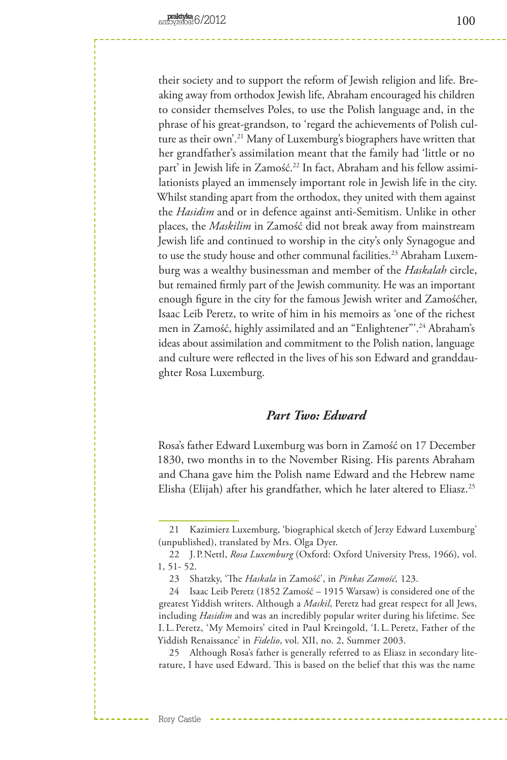their society and to support the reform of Jewish religion and life. Breaking away from orthodox Jewish life, Abraham encouraged his children to consider themselves Poles, to use the Polish language and, in the phrase of his great-grandson, to 'regard the achievements of Polish culture as their own'.[21] Many of Luxemburg's biographers have written that her grandfather's assimilation meant that the family had 'little or no part' in Jewish life in Zamość.[22] In fact, Abraham and his fellow assimilationists played an immensely important role in Jewish life in the city. Whilst standing apart from the orthodox, they united with them against the *Hasidim* and or in defence against anti-Semitism. Unlike in other places, the *Maskilim* in Zamość did not break away from mainstream Jewish life and continued to worship in the city's only Synagogue and to use the study house and other communal facilities.[23] Abraham Luxemburg was a wealthy businessman and member of the *Haskalah* circle, but remained firmly part of the Jewish community. He was an important enough figure in the city for the famous Jewish writer and Zamośćher, Isaac Leib Peretz, to write of him in his memoirs as 'one of the richest men in Zamość, highly assimilated and an "Enlightener"'.[24] Abraham's ideas about assimilation and commitment to the Polish nation, language and culture were reflected in the lives of his son Edward and granddaughter Rosa Luxemburg.

## *Part Two: Edward*

Rosa's father Edward Luxemburg was born in Zamość on 17 December 1830, two months in to the November Rising. His parents Abraham and Chana gave him the Polish name Edward and the Hebrew name Elisha (Elijah) after his grandfather, which he later altered to Eliasz.[25]

---

21 Kazimierz Luxemburg, 'biographical sketch of Jerzy Edward Luxemburg' (unpublished), translated by Mrs. Olga Dyer.

22 J. P. Nettl, *Rosa Luxemburg* (Oxford: Oxford University Press, 1966), vol. 1, 51- 52.

23 Shatzky, 'The *Haskala* in Zamość', in *Pinkas Zamość,* 123.

24 Isaac Leib Peretz (1852 Zamość – 1915 Warsaw) is considered one of the greatest Yiddish writers. Although a *Maskil*, Peretz had great respect for all Jews, including *Hasidim* and was an incredibly popular writer during his lifetime. See I. L. Peretz, 'My Memoirs' cited in Paul Kreingold, 'I. L. Peretz, Father of the Yiddish Renaissance' in *Fidelio*, vol. XII, no. 2, Summer 2003.

25 Although Rosa's father is generally referred to as Eliasz in secondary literature, I have used Edward. This is based on the belief that this was the name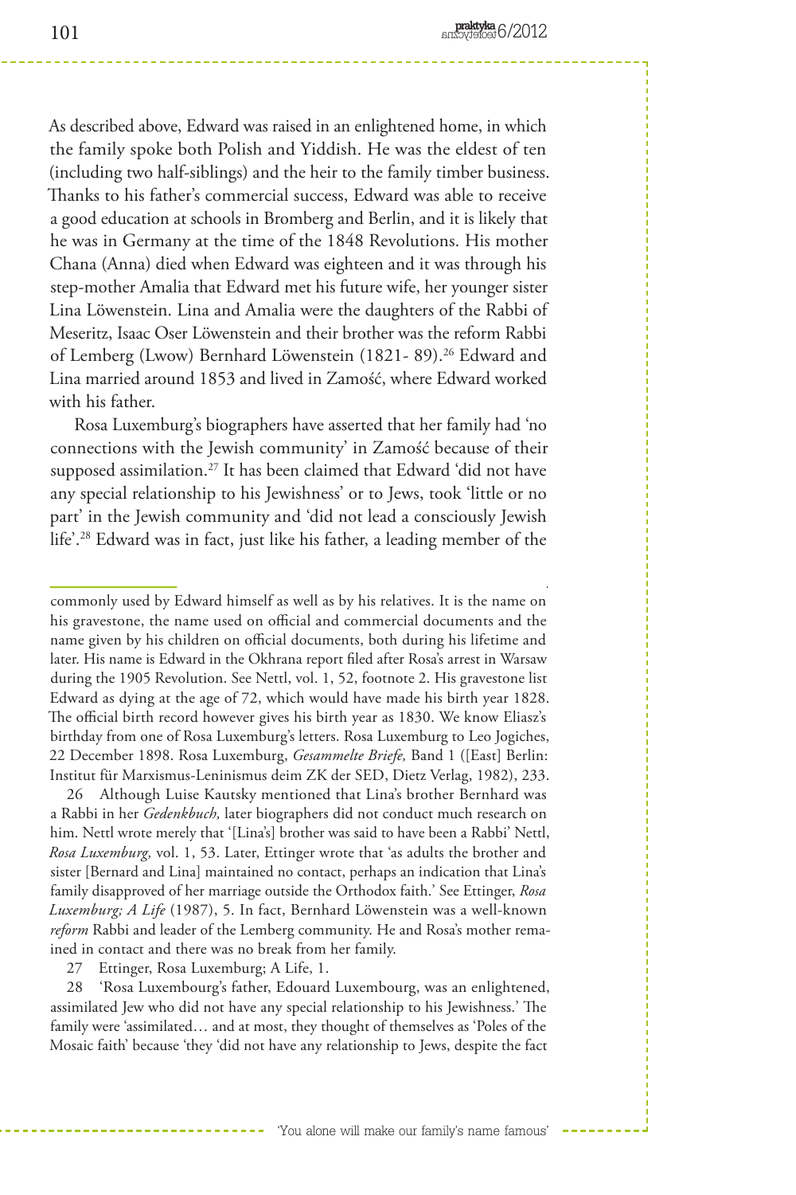As described above, Edward was raised in an enlightened home, in which the family spoke both Polish and Yiddish. He was the eldest of ten (including two half-siblings) and the heir to the family timber business. Thanks to his father's commercial success, Edward was able to receive a good education at schools in Bromberg and Berlin, and it is likely that he was in Germany at the time of the 1848 Revolutions. His mother Chana (Anna) died when Edward was eighteen and it was through his step-mother Amalia that Edward met his future wife, her younger sister Lina Löwenstein. Lina and Amalia were the daughters of the Rabbi of Meseritz, Isaac Oser Löwenstein and their brother was the reform Rabbi of Lemberg (Lwow) Bernhard Löwenstein (1821- 89).[26] Edward and Lina married around 1853 and lived in Zamość, where Edward worked with his father.

Rosa Luxemburg's biographers have asserted that her family had 'no connections with the Jewish community' in Zamość because of their supposed assimilation.[27] It has been claimed that Edward 'did not have any special relationship to his Jewishness' or to Jews, took 'little or no part' in the Jewish community and 'did not lead a consciously Jewish life'.[28] Edward was in fact, just like his father, a leading member of the

---

commonly used by Edward himself as well as by his relatives. It is the name on his gravestone, the name used on official and commercial documents and the name given by his children on official documents, both during his lifetime and later. His name is Edward in the Okhrana report filed after Rosa's arrest in Warsaw during the 1905 Revolution. See Nettl, vol. 1, 52, footnote 2. His gravestone list Edward as dying at the age of 72, which would have made his birth year 1828. The official birth record however gives his birth year as 1830. We know Eliasz's birthday from one of Rosa Luxemburg's letters. Rosa Luxemburg to Leo Jogiches, 22 December 1898. Rosa Luxemburg, *Gesammelte Briefe,* Band 1 ([East] Berlin: Institut für Marxismus-Leninismus deim ZK der SED, Dietz Verlag, 1982), 233.

26 Although Luise Kautsky mentioned that Lina's brother Bernhard was a Rabbi in her *Gedenkbuch,* later biographers did not conduct much research on him. Nettl wrote merely that '[Lina's] brother was said to have been a Rabbi' Nettl, *Rosa Luxemburg,* vol. 1, 53. Later, Ettinger wrote that 'as adults the brother and sister [Bernard and Lina] maintained no contact, perhaps an indication that Lina's family disapproved of her marriage outside the Orthodox faith.' See Ettinger, *Rosa Luxemburg; A Life* (1987), 5. In fact, Bernhard Löwenstein was a well-known *reform* Rabbi and leader of the Lemberg community. He and Rosa's mother remained in contact and there was no break from her family.

27 Ettinger, Rosa Luxemburg; A Life, 1.

28 'Rosa Luxembourg's father, Edouard Luxembourg, was an enlightened, assimilated Jew who did not have any special relationship to his Jewishness.' The family were 'assimilated… and at most, they thought of themselves as 'Poles of the Mosaic faith' because 'they 'did not have any relationship to Jews, despite the fact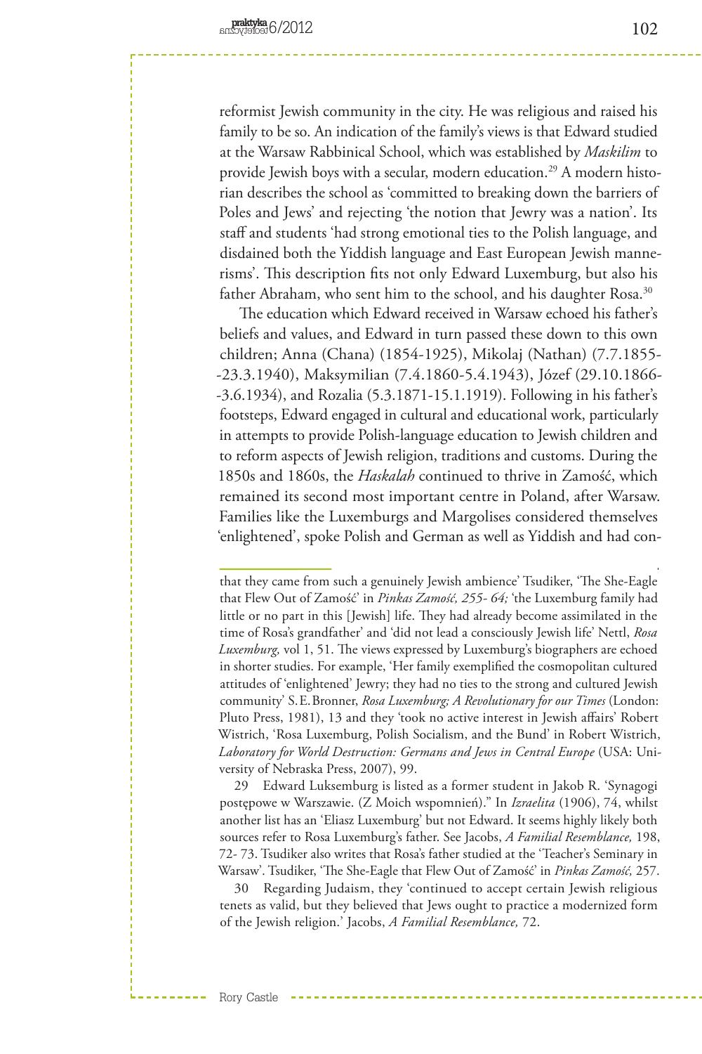reformist Jewish community in the city. He was religious and raised his family to be so. An indication of the family's views is that Edward studied at the Warsaw Rabbinical School, which was established by *Maskilim* to provide Jewish boys with a secular, modern education.[29] A modern historian describes the school as 'committed to breaking down the barriers of Poles and Jews' and rejecting 'the notion that Jewry was a nation'. Its staff and students 'had strong emotional ties to the Polish language, and disdained both the Yiddish language and East European Jewish mannerisms'. This description fits not only Edward Luxemburg, but also his father Abraham, who sent him to the school, and his daughter Rosa.[30]

The education which Edward received in Warsaw echoed his father's beliefs and values, and Edward in turn passed these down to this own children; Anna (Chana) (1854-1925), Mikolaj (Nathan) (7.7.1855--23.3.1940), Maksymilian (7.4.1860-5.4.1943), Józef (29.10.1866--3.6.1934), and Rozalia (5.3.1871-15.1.1919). Following in his father's footsteps, Edward engaged in cultural and educational work, particularly in attempts to provide Polish-language education to Jewish children and to reform aspects of Jewish religion, traditions and customs. During the 1850s and 1860s, the *Haskalah* continued to thrive in Zamość, which remained its second most important centre in Poland, after Warsaw. Families like the Luxemburgs and Margolises considered themselves 'enlightened', spoke Polish and German as well as Yiddish and had con-

---

that they came from such a genuinely Jewish ambience' Tsudiker, 'The She-Eagle that Flew Out of Zamość' in *Pinkas Zamość, 255- 64;* 'the Luxemburg family had little or no part in this [Jewish] life. They had already become assimilated in the time of Rosa's grandfather' and 'did not lead a consciously Jewish life' Nettl, *Rosa Luxemburg,* vol 1, 51. The views expressed by Luxemburg's biographers are echoed in shorter studies. For example, 'Her family exemplified the cosmopolitan cultured attitudes of 'enlightened' Jewry; they had no ties to the strong and cultured Jewish community' S.E. Bronner, *Rosa Luxemburg; A Revolutionary for our Times* (London: Pluto Press, 1981), 13 and they 'took no active interest in Jewish affairs' Robert Wistrich, 'Rosa Luxemburg, Polish Socialism, and the Bund' in Robert Wistrich, *Laboratory for World Destruction: Germans and Jews in Central Europe* (USA: University of Nebraska Press, 2007), 99.

29 Edward Luksemburg is listed as a former student in Jakob R. 'Synagogi postępowe w Warszawie. (Z Moich wspomnień)." In *Izraelita* (1906), 74, whilst another list has an 'Eliasz Luxemburg' but not Edward. It seems highly likely both sources refer to Rosa Luxemburg's father. See Jacobs, *A Familial Resemblance,* 198, 72- 73. Tsudiker also writes that Rosa's father studied at the 'Teacher's Seminary in Warsaw'. Tsudiker, 'The She-Eagle that Flew Out of Zamość' in *Pinkas Zamość,* 257.

30 Regarding Judaism, they 'continued to accept certain Jewish religious tenets as valid, but they believed that Jews ought to practice a modernized form of the Jewish religion.' Jacobs, *A Familial Resemblance,* 72.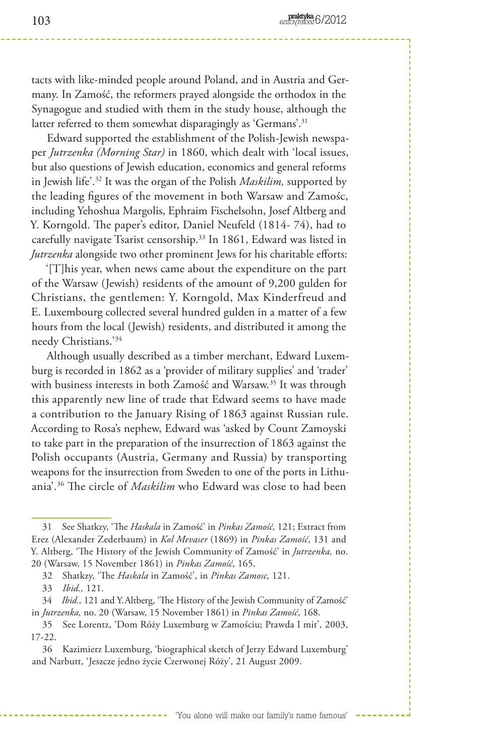tacts with like-minded people around Poland, and in Austria and Germany. In Zamość, the reformers prayed alongside the orthodox in the Synagogue and studied with them in the study house, although the latter referred to them somewhat disparagingly as 'Germans'.[31]

Edward supported the establishment of the Polish-Jewish newspaper *Jutrzenka (Morning Star)* in 1860, which dealt with 'local issues, but also questions of Jewish education, economics and general reforms in Jewish life'.[32] It was the organ of the Polish *Maskilim,* supported by the leading figures of the movement in both Warsaw and Zamośc, including Yehoshua Margolis, Ephraim Fischelsohn, Josef Altberg and Y. Korngold. The paper's editor, Daniel Neufeld (1814- 74), had to carefully navigate Tsarist censorship.[33] In 1861, Edward was listed in *Jutrzenka* alongside two other prominent Jews for his charitable efforts:

'[T]his year, when news came about the expenditure on the part of the Warsaw (Jewish) residents of the amount of 9,200 gulden for Christians, the gentlemen: Y. Korngold, Max Kinderfreud and E. Luxembourg collected several hundred gulden in a matter of a few hours from the local (Jewish) residents, and distributed it among the needy Christians.'[34]

Although usually described as a timber merchant, Edward Luxemburg is recorded in 1862 as a 'provider of military supplies' and 'trader' with business interests in both Zamość and Warsaw.[35] It was through this apparently new line of trade that Edward seems to have made a contribution to the January Rising of 1863 against Russian rule. According to Rosa's nephew, Edward was 'asked by Count Zamoyski to take part in the preparation of the insurrection of 1863 against the Polish occupants (Austria, Germany and Russia) by transporting weapons for the insurrection from Sweden to one of the ports in Lithuania'.[36] The circle of *Maskilim* who Edward was close to had been

---

31 See Shatkzy, 'The *Haskala* in Zamość' in *Pinkas Zamość,* 121; Extract from Erez (Alexander Zederbaum) in *Kol Mevaser* (1869) in *Pinkas Zamość*, 131 and Y. Altberg, 'The History of the Jewish Community of Zamość' in *Jutrzenka,* no. 20 (Warsaw, 15 November 1861) in *Pinkas Zamość*, 165.

32 Shatkzy, 'The *Haskala* in Zamość', in *Pinkas Zamosc,* 121.

33 *Ibid.,* 121.

34 *Ibid.,* 121 and Y.Altberg, 'The History of the Jewish Community of Zamość' in *Jutrzenka,* no. 20 (Warsaw, 15 November 1861) in *Pinkas Zamość*, 168.

35 See Lorentz, 'Dom Róży Luxemburg w Zamościu; Prawda I mit'*,* 2003, 17-22.

36 Kazimierz Luxemburg, 'biographical sketch of Jerzy Edward Luxemburg' and Narbutt, 'Jeszcze jedno życie Czerwonej Róży'*,* 21 August 2009.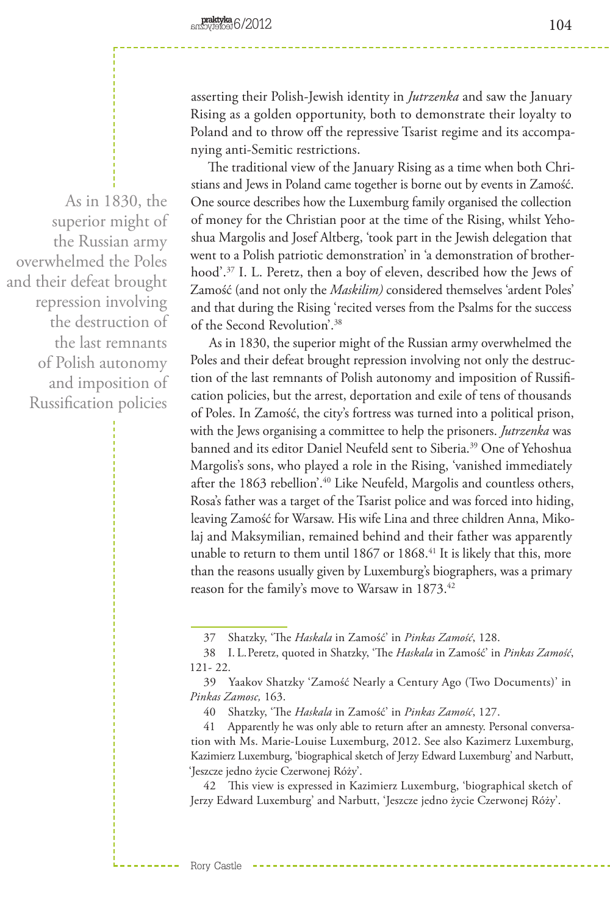asserting their Polish-Jewish identity in *Jutrzenka* and saw the January Rising as a golden opportunity, both to demonstrate their loyalty to Poland and to throw off the repressive Tsarist regime and its accompanying anti-Semitic restrictions.

The traditional view of the January Rising as a time when both Christians and Jews in Poland came together is borne out by events in Zamość. One source describes how the Luxemburg family organised the collection of money for the Christian poor at the time of the Rising, whilst Yehoshua Margolis and Josef Altberg, 'took part in the Jewish delegation that went to a Polish patriotic demonstration' in 'a demonstration of brotherhood'.[37] I. L. Peretz, then a boy of eleven, described how the Jews of Zamość (and not only the *Maskilim)* considered themselves 'ardent Poles' and that during the Rising 'recited verses from the Psalms for the success of the Second Revolution'.[38]

> As in 1830, the superior might of the Russian army overwhelmed the Poles and their defeat brought repression involving the destruction of the last remnants of Polish autonomy and imposition of Russification policies

As in 1830, the superior might of the Russian army overwhelmed the Poles and their defeat brought repression involving not only the destruction of the last remnants of Polish autonomy and imposition of Russification policies, but the arrest, deportation and exile of tens of thousands of Poles. In Zamość, the city's fortress was turned into a political prison, with the Jews organising a committee to help the prisoners. *Jutrzenka* was banned and its editor Daniel Neufeld sent to Siberia.[39] One of Yehoshua Margolis's sons, who played a role in the Rising, 'vanished immediately after the 1863 rebellion'.[40] Like Neufeld, Margolis and countless others, Rosa's father was a target of the Tsarist police and was forced into hiding, leaving Zamość for Warsaw. His wife Lina and three children Anna, Mikolaj and Maksymilian, remained behind and their father was apparently unable to return to them until 1867 or 1868.[41] It is likely that this, more than the reasons usually given by Luxemburg's biographers, was a primary reason for the family's move to Warsaw in 1873.[42]

---

37 Shatzky, 'The *Haskala* in Zamość' in *Pinkas Zamość*, 128.

38 I. L. Peretz, quoted in Shatzky, 'The *Haskala* in Zamość' in *Pinkas Zamość*, 121- 22.

39 Yaakov Shatzky 'Zamość Nearly a Century Ago (Two Documents)' in *Pinkas Zamosc,* 163.

40 Shatzky, 'The *Haskala* in Zamość' in *Pinkas Zamość*, 127.

41 Apparently he was only able to return after an amnesty. Personal conversation with Ms. Marie-Louise Luxemburg, 2012. See also Kazimierz Luxemburg, Kazimierz Luxemburg, 'biographical sketch of Jerzy Edward Luxemburg' and Narbutt, 'Jeszcze jedno życie Czerwonej Róży'.

42 This view is expressed in Kazimierz Luxemburg, 'biographical sketch of Jerzy Edward Luxemburg' and Narbutt, 'Jeszcze jedno życie Czerwonej Róży'.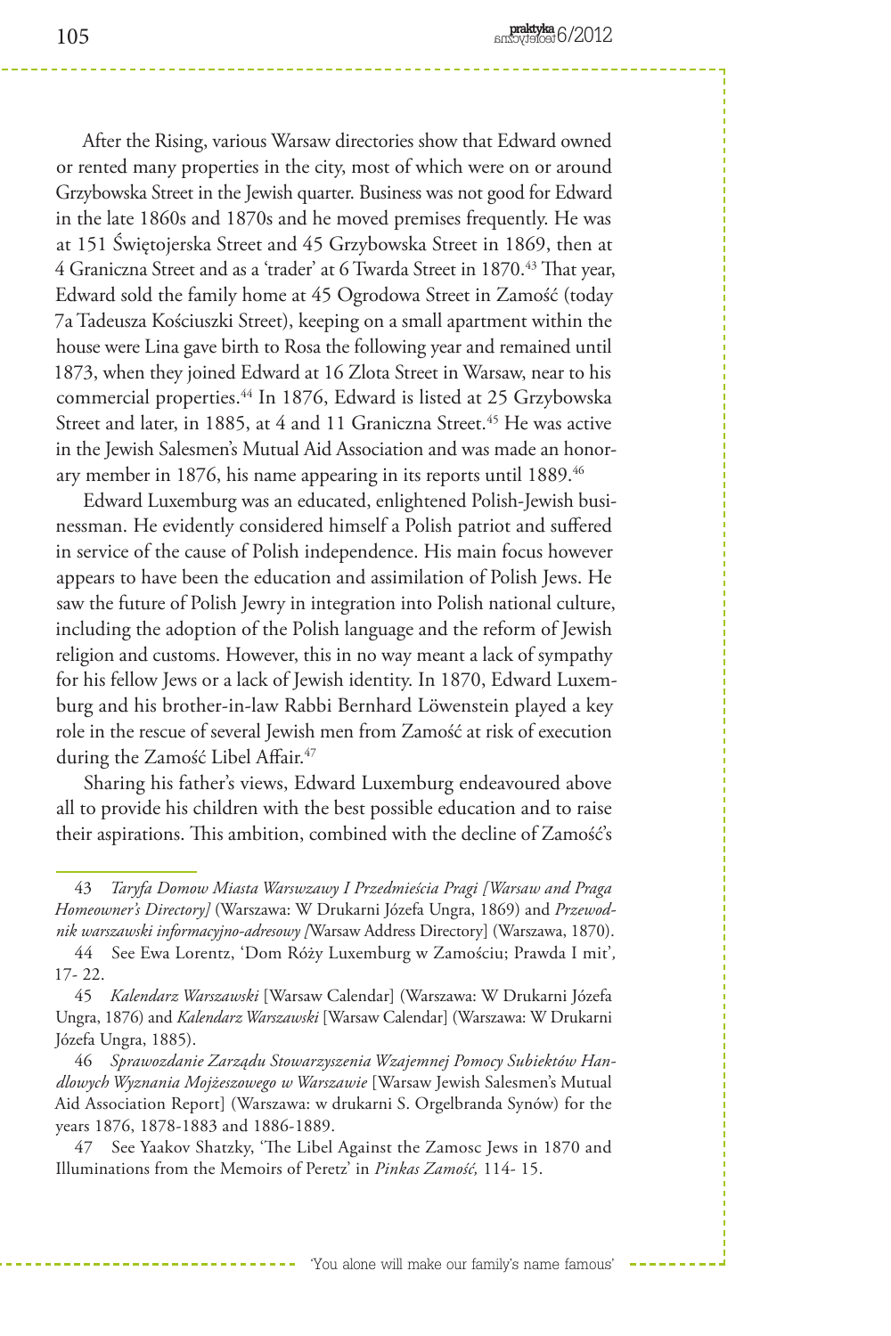After the Rising, various Warsaw directories show that Edward owned or rented many properties in the city, most of which were on or around Grzybowska Street in the Jewish quarter. Business was not good for Edward in the late 1860s and 1870s and he moved premises frequently. He was at 151 Świętojerska Street and 45 Grzybowska Street in 1869, then at 4 Graniczna Street and as a 'trader' at 6 Twarda Street in 1870.[43] That year, Edward sold the family home at 45 Ogrodowa Street in Zamość (today 7a Tadeusza Kościuszki Street), keeping on a small apartment within the house were Lina gave birth to Rosa the following year and remained until 1873, when they joined Edward at 16 Zlota Street in Warsaw, near to his commercial properties.[44] In 1876, Edward is listed at 25 Grzybowska Street and later, in 1885, at 4 and 11 Graniczna Street.[45] He was active in the Jewish Salesmen's Mutual Aid Association and was made an honorary member in 1876, his name appearing in its reports until 1889.[46]

Edward Luxemburg was an educated, enlightened Polish-Jewish businessman. He evidently considered himself a Polish patriot and suffered in service of the cause of Polish independence. His main focus however appears to have been the education and assimilation of Polish Jews. He saw the future of Polish Jewry in integration into Polish national culture, including the adoption of the Polish language and the reform of Jewish religion and customs. However, this in no way meant a lack of sympathy for his fellow Jews or a lack of Jewish identity. In 1870, Edward Luxemburg and his brother-in-law Rabbi Bernhard Löwenstein played a key role in the rescue of several Jewish men from Zamość at risk of execution during the Zamość Libel Affair.[47]

Sharing his father's views, Edward Luxemburg endeavoured above all to provide his children with the best possible education and to raise their aspirations. This ambition, combined with the decline of Zamość's

---

43 *Taryfa Domow Miasta Warswzawy I Przedmieścia Pragi [Warsaw and Praga Homeowner's Directory]* (Warszawa: W Drukarni Józefa Ungra, 1869) and *Przewodnik warszawski informacyjno-adresowy [*Warsaw Address Directory] (Warszawa, 1870).

44 See Ewa Lorentz, 'Dom Róży Luxemburg w Zamościu; Prawda I mit', 17- 22.

45 *Kalendarz Warszawski* [Warsaw Calendar] (Warszawa: W Drukarni Józefa Ungra, 1876) and *Kalendarz Warszawski* [Warsaw Calendar] (Warszawa: W Drukarni Józefa Ungra, 1885).

46 *Sprawozdanie Zarządu Stowarzyszenia Wzajemnej Pomocy Subiektów Handlowych Wyznania Mojżeszowego w Warszawie* [Warsaw Jewish Salesmen's Mutual Aid Association Report] (Warszawa: w drukarni S. Orgelbranda Synów) for the years 1876, 1878-1883 and 1886-1889.

47 See Yaakov Shatzky, 'The Libel Against the Zamosc Jews in 1870 and Illuminations from the Memoirs of Peretz' in *Pinkas Zamość,* 114- 15.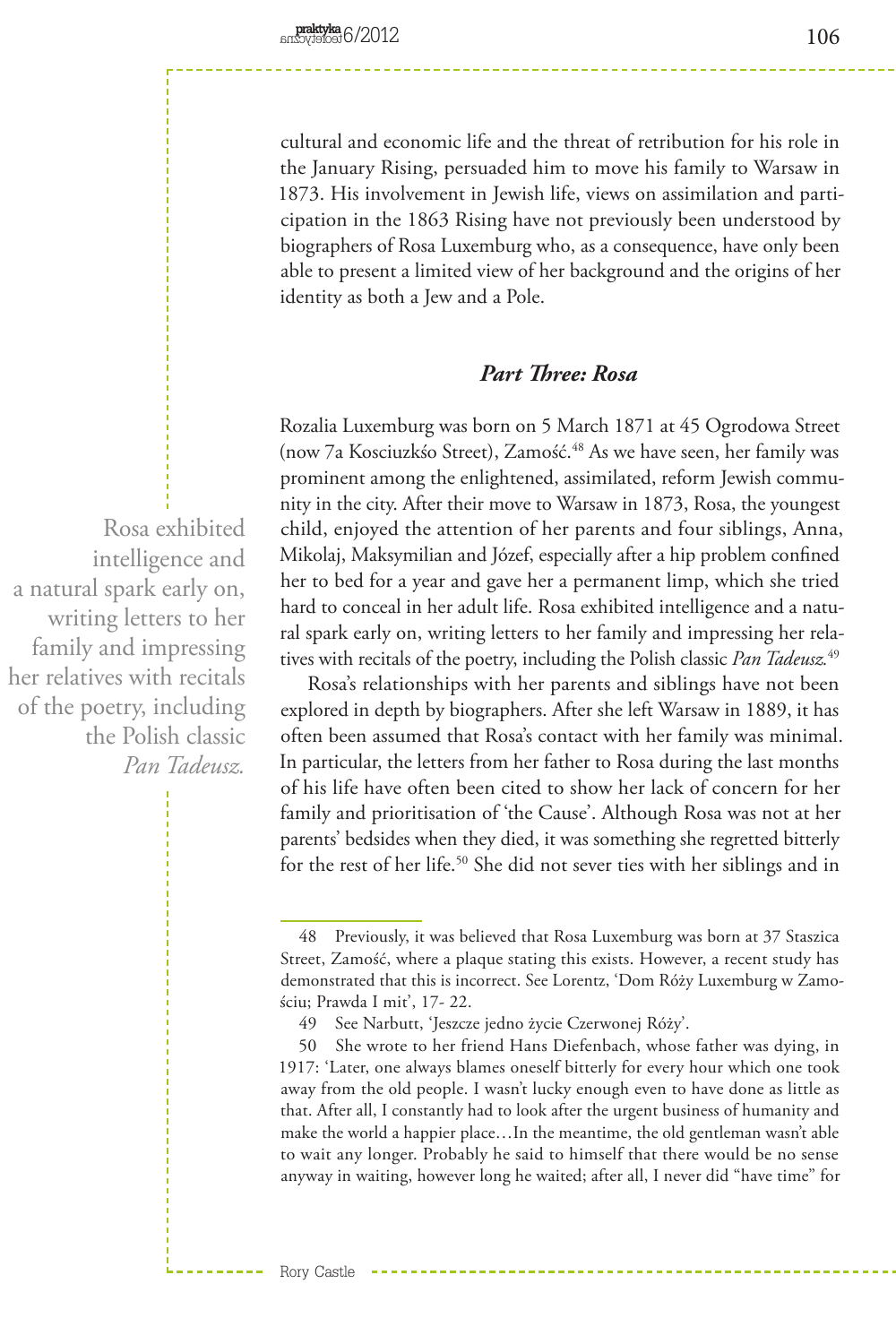cultural and economic life and the threat of retribution for his role in the January Rising, persuaded him to move his family to Warsaw in 1873. His involvement in Jewish life, views on assimilation and participation in the 1863 Rising have not previously been understood by biographers of Rosa Luxemburg who, as a consequence, have only been able to present a limited view of her background and the origins of her identity as both a Jew and a Pole.

### *Part Three: Rosa*

Rozalia Luxemburg was born on 5 March 1871 at 45 Ogrodowa Street (now 7a Kosciuzkśo Street), Zamość.[48] As we have seen, her family was prominent among the enlightened, assimilated, reform Jewish community in the city. After their move to Warsaw in 1873, Rosa, the youngest child, enjoyed the attention of her parents and four siblings, Anna, Mikolaj, Maksymilian and Józef, especially after a hip problem confined her to bed for a year and gave her a permanent limp, which she tried hard to conceal in her adult life. Rosa exhibited intelligence and a natural spark early on, writing letters to her family and impressing her relatives with recitals of the poetry, including the Polish classic *Pan Tadeusz*.[49]

Rosa's relationships with her parents and siblings have not been explored in depth by biographers. After she left Warsaw in 1889, it has often been assumed that Rosa's contact with her family was minimal. In particular, the letters from her father to Rosa during the last months of his life have often been cited to show her lack of concern for her family and prioritisation of 'the Cause'. Although Rosa was not at her parents' bedsides when they died, it was something she regretted bitterly for the rest of her life.[50] She did not sever ties with her siblings and in

> Rosa exhibited intelligence and a natural spark early on, writing letters to her family and impressing her relatives with recitals of the poetry, including the Polish classic *Pan Tadeusz.*

48 Previously, it was believed that Rosa Luxemburg was born at 37 Staszica Street, Zamość, where a plaque stating this exists. However, a recent study has demonstrated that this is incorrect. See Lorentz, 'Dom Róży Luxemburg w Zamościu; Prawda I mit', 17- 22.

49 See Narbutt, 'Jeszcze jedno życie Czerwonej Róży'.

50 She wrote to her friend Hans Diefenbach, whose father was dying, in 1917: 'Later, one always blames oneself bitterly for every hour which one took away from the old people. I wasn't lucky enough even to have done as little as that. After all, I constantly had to look after the urgent business of humanity and make the world a happier place…In the meantime, the old gentleman wasn't able to wait any longer. Probably he said to himself that there would be no sense anyway in waiting, however long he waited; after all, I never did "have time" for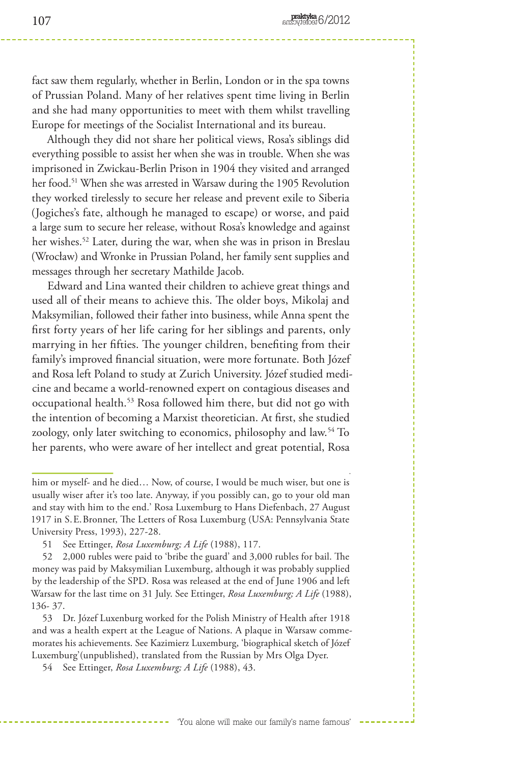fact saw them regularly, whether in Berlin, London or in the spa towns of Prussian Poland. Many of her relatives spent time living in Berlin and she had many opportunities to meet with them whilst travelling Europe for meetings of the Socialist International and its bureau.

Although they did not share her political views, Rosa's siblings did everything possible to assist her when she was in trouble. When she was imprisoned in Zwickau-Berlin Prison in 1904 they visited and arranged her food.[51] When she was arrested in Warsaw during the 1905 Revolution they worked tirelessly to secure her release and prevent exile to Siberia (Jogiches's fate, although he managed to escape) or worse, and paid a large sum to secure her release, without Rosa's knowledge and against her wishes.[52] Later, during the war, when she was in prison in Breslau (Wrocław) and Wronke in Prussian Poland, her family sent supplies and messages through her secretary Mathilde Jacob.

Edward and Lina wanted their children to achieve great things and used all of their means to achieve this. The older boys, Mikolaj and Maksymilian, followed their father into business, while Anna spent the first forty years of her life caring for her siblings and parents, only marrying in her fifties. The younger children, benefiting from their family's improved financial situation, were more fortunate. Both Józef and Rosa left Poland to study at Zurich University. Józef studied medicine and became a world-renowned expert on contagious diseases and occupational health.[53] Rosa followed him there, but did not go with the intention of becoming a Marxist theoretician. At first, she studied zoology, only later switching to economics, philosophy and law.[54] To her parents, who were aware of her intellect and great potential, Rosa

---

him or myself- and he died… Now, of course, I would be much wiser, but one is usually wiser after it's too late. Anyway, if you possibly can, go to your old man and stay with him to the end.' Rosa Luxemburg to Hans Diefenbach, 27 August 1917 in S. E. Bronner, The Letters of Rosa Luxemburg (USA: Pennsylvania State University Press, 1993), 227-28.

51 See Ettinger, *Rosa Luxemburg; A Life* (1988), 117.

52 2,000 rubles were paid to 'bribe the guard' and 3,000 rubles for bail. The money was paid by Maksymilian Luxemburg, although it was probably supplied by the leadership of the SPD. Rosa was released at the end of June 1906 and left Warsaw for the last time on 31 July. See Ettinger, *Rosa Luxemburg; A Life* (1988), 136- 37.

53 Dr. Józef Luxenburg worked for the Polish Ministry of Health after 1918 and was a health expert at the League of Nations. A plaque in Warsaw commemorates his achievements. See Kazimierz Luxemburg, 'biographical sketch of Józef Luxemburg'(unpublished), translated from the Russian by Mrs Olga Dyer.

54 See Ettinger, *Rosa Luxemburg; A Life* (1988), 43.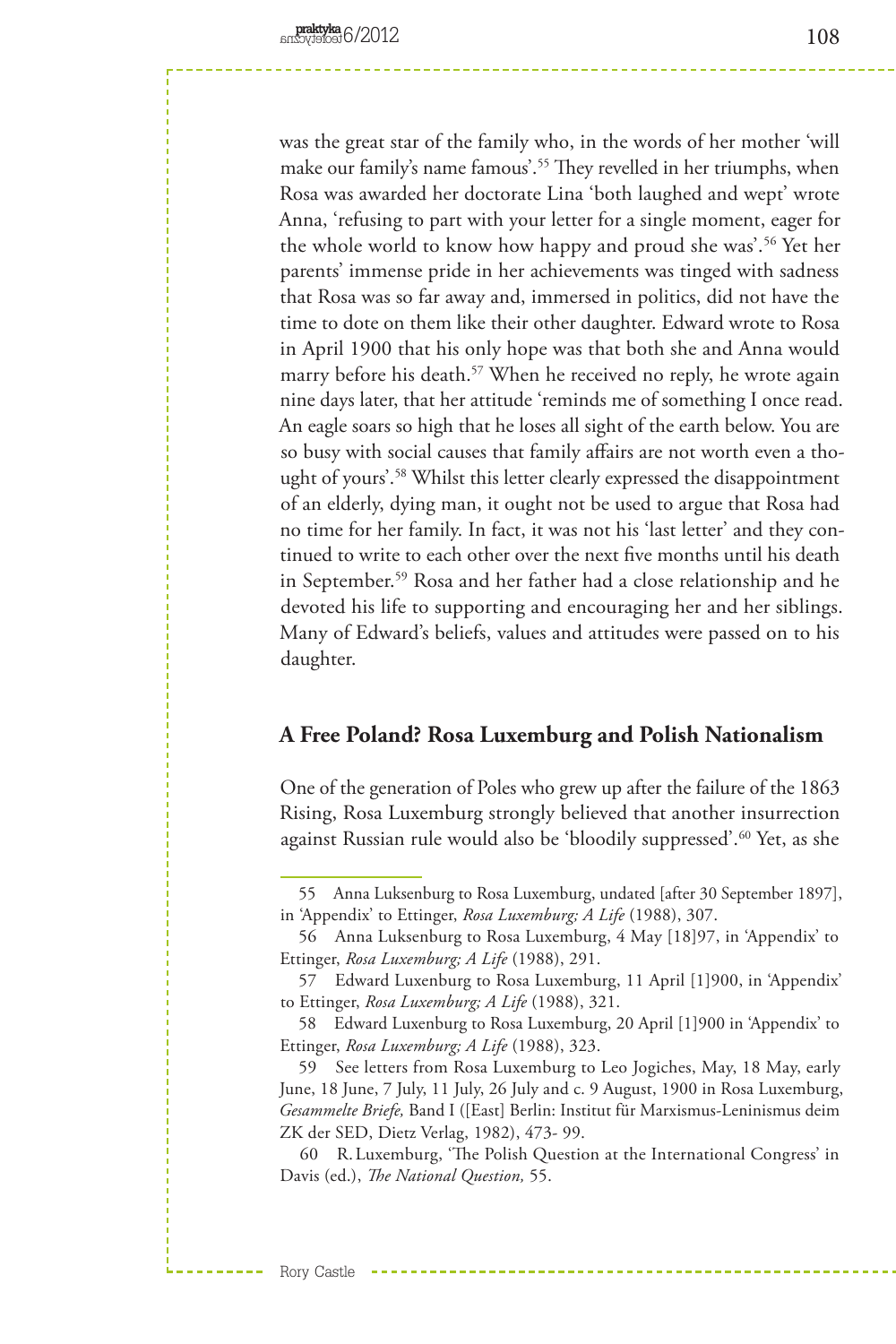was the great star of the family who, in the words of her mother 'will make our family's name famous'.[55] They revelled in her triumphs, when Rosa was awarded her doctorate Lina 'both laughed and wept' wrote Anna, 'refusing to part with your letter for a single moment, eager for the whole world to know how happy and proud she was'.[56] Yet her parents' immense pride in her achievements was tinged with sadness that Rosa was so far away and, immersed in politics, did not have the time to dote on them like their other daughter. Edward wrote to Rosa in April 1900 that his only hope was that both she and Anna would marry before his death.[57] When he received no reply, he wrote again nine days later, that her attitude 'reminds me of something I once read. An eagle soars so high that he loses all sight of the earth below. You are so busy with social causes that family affairs are not worth even a thought of yours'.[58] Whilst this letter clearly expressed the disappointment of an elderly, dying man, it ought not be used to argue that Rosa had no time for her family. In fact, it was not his 'last letter' and they continued to write to each other over the next five months until his death in September.[59] Rosa and her father had a close relationship and he devoted his life to supporting and encouraging her and her siblings. Many of Edward's beliefs, values and attitudes were passed on to his daughter.

## A Free Poland? Rosa Luxemburg and Polish Nationalism

One of the generation of Poles who grew up after the failure of the 1863 Rising, Rosa Luxemburg strongly believed that another insurrection against Russian rule would also be 'bloodily suppressed'.[60] Yet, as she

---

55 Anna Luksenburg to Rosa Luxemburg, undated [after 30 September 1897], in 'Appendix' to Ettinger, *Rosa Luxemburg; A Life* (1988), 307.

56 Anna Luksenburg to Rosa Luxemburg, 4 May [18]97, in 'Appendix' to Ettinger, *Rosa Luxemburg; A Life* (1988), 291.

57 Edward Luxenburg to Rosa Luxemburg, 11 April [1]900, in 'Appendix' to Ettinger, *Rosa Luxemburg; A Life* (1988), 321.

58 Edward Luxenburg to Rosa Luxemburg, 20 April [1]900 in 'Appendix' to Ettinger, *Rosa Luxemburg; A Life* (1988), 323.

59 See letters from Rosa Luxemburg to Leo Jogiches, May, 18 May, early June, 18 June, 7 July, 11 July, 26 July and c. 9 August, 1900 in Rosa Luxemburg, *Gesammelte Briefe,* Band I ([East] Berlin: Institut für Marxismus-Leninismus deim ZK der SED, Dietz Verlag, 1982), 473- 99.

60 R. Luxemburg, 'The Polish Question at the International Congress' in Davis (ed.), *The National Question,* 55.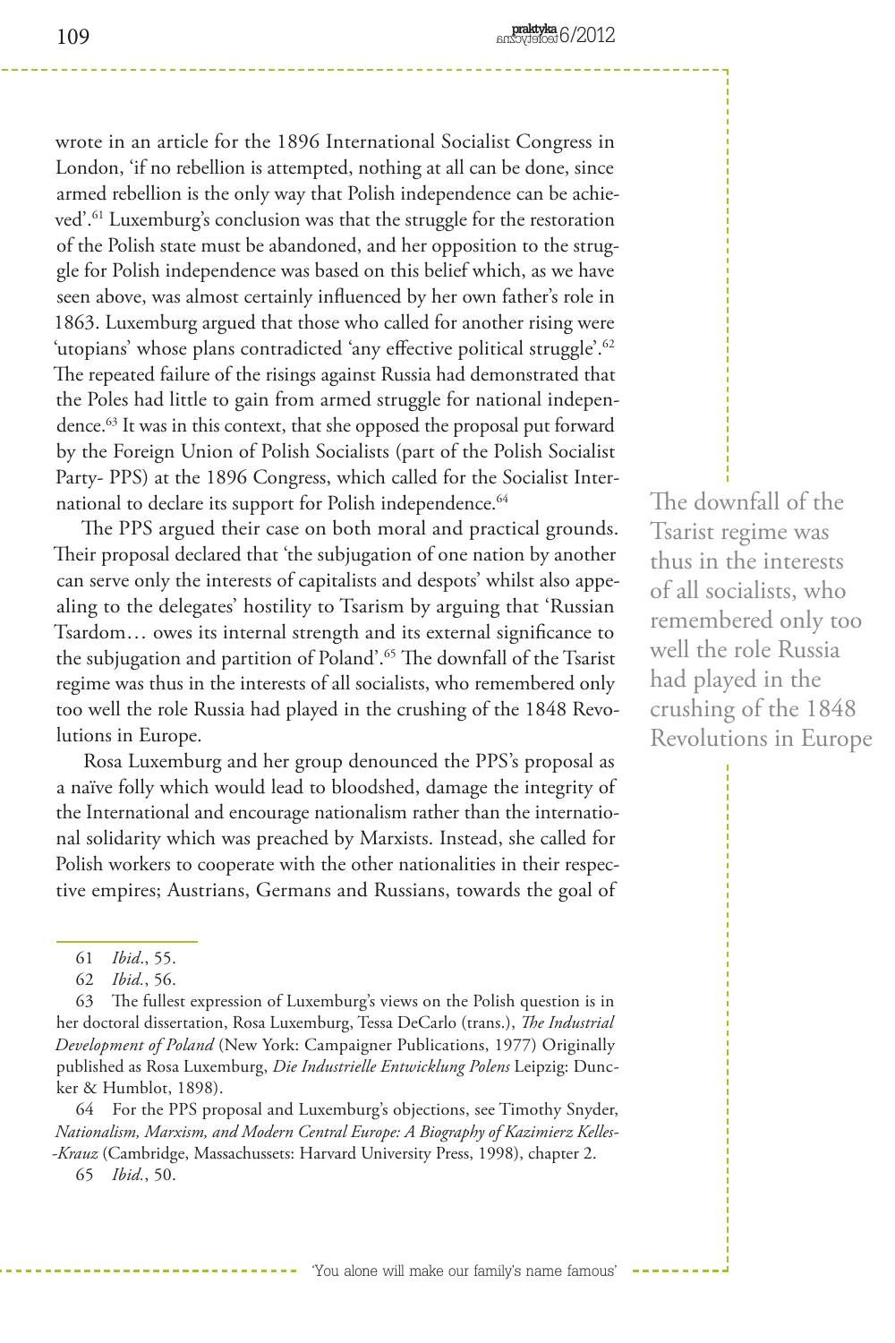wrote in an article for the 1896 International Socialist Congress in London, 'if no rebellion is attempted, nothing at all can be done, since armed rebellion is the only way that Polish independence can be achieved'.[61] Luxemburg's conclusion was that the struggle for the restoration of the Polish state must be abandoned, and her opposition to the struggle for Polish independence was based on this belief which, as we have seen above, was almost certainly influenced by her own father's role in 1863. Luxemburg argued that those who called for another rising were 'utopians' whose plans contradicted 'any effective political struggle'.[62] The repeated failure of the risings against Russia had demonstrated that the Poles had little to gain from armed struggle for national independence.[63] It was in this context, that she opposed the proposal put forward by the Foreign Union of Polish Socialists (part of the Polish Socialist Party- PPS) at the 1896 Congress, which called for the Socialist International to declare its support for Polish independence.[64]

The PPS argued their case on both moral and practical grounds. Their proposal declared that 'the subjugation of one nation by another can serve only the interests of capitalists and despots' whilst also appealing to the delegates' hostility to Tsarism by arguing that 'Russian Tsardom… owes its internal strength and its external significance to the subjugation and partition of Poland'.[65] The downfall of the Tsarist regime was thus in the interests of all socialists, who remembered only too well the role Russia had played in the crushing of the 1848 Revolutions in Europe.

> The downfall of the Tsarist regime was thus in the interests of all socialists, who remembered only too well the role Russia had played in the crushing of the 1848 Revolutions in Europe

Rosa Luxemburg and her group denounced the PPS's proposal as a naïve folly which would lead to bloodshed, damage the integrity of the International and encourage nationalism rather than the international solidarity which was preached by Marxists. Instead, she called for Polish workers to cooperate with the other nationalities in their respective empires; Austrians, Germans and Russians, towards the goal of

---

61 *Ibid.*, 55.

62 *Ibid.*, 56.

63 The fullest expression of Luxemburg's views on the Polish question is in her doctoral dissertation, Rosa Luxemburg, Tessa DeCarlo (trans.), *The Industrial Development of Poland* (New York: Campaigner Publications, 1977) Originally published as Rosa Luxemburg, *Die Industrielle Entwicklung Polens* Leipzig: Duncker & Humblot, 1898).

64 For the PPS proposal and Luxemburg's objections, see Timothy Snyder, *Nationalism, Marxism, and Modern Central Europe: A Biography of Kazimierz Kelles--Krauz* (Cambridge, Massachussets: Harvard University Press, 1998), chapter 2.

65 *Ibid.*, 50.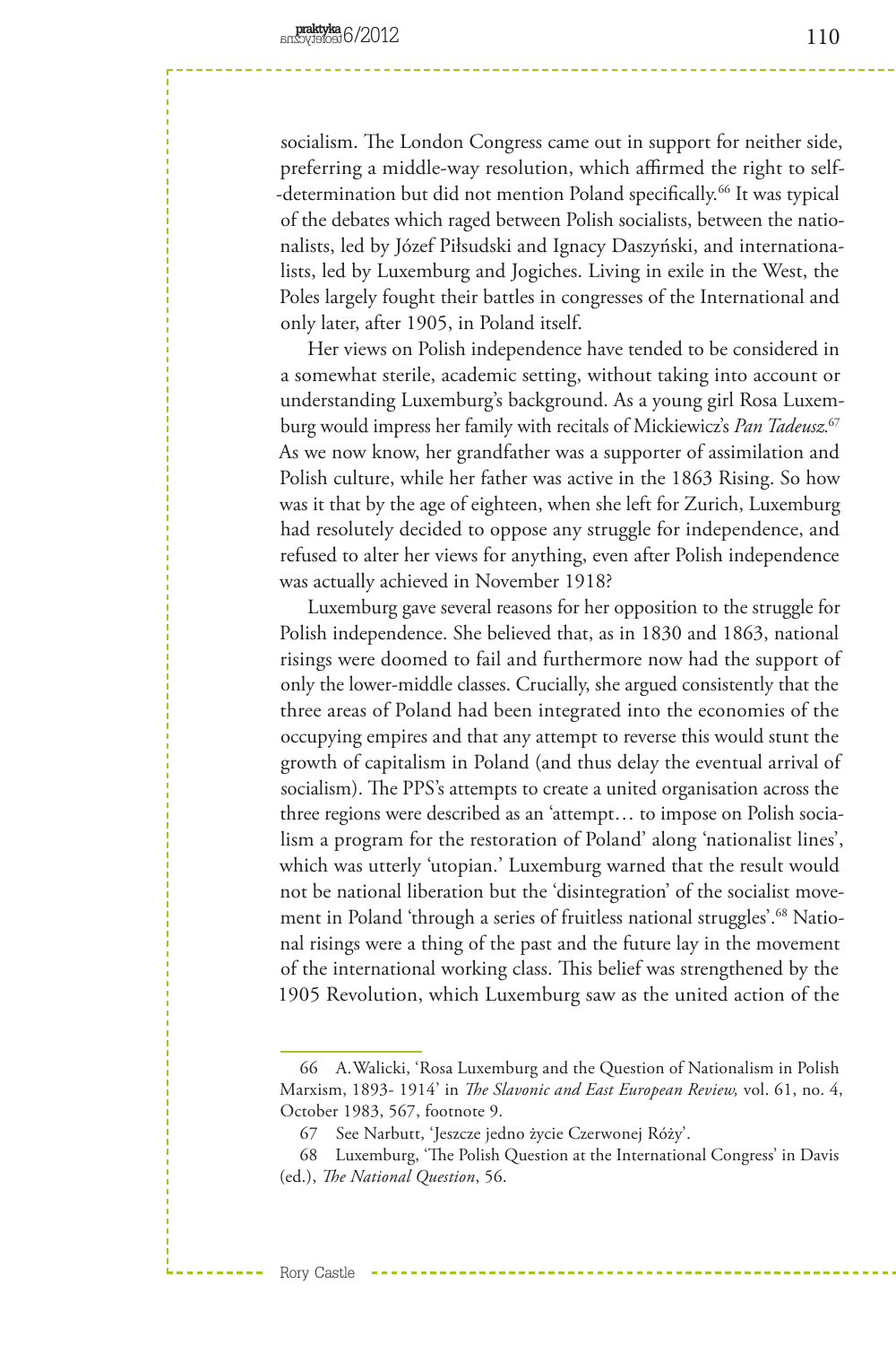socialism. The London Congress came out in support for neither side, preferring a middle-way resolution, which affirmed the right to self-determination but did not mention Poland specifically.[66] It was typical of the debates which raged between Polish socialists, between the nationalists, led by Józef Piłsudski and Ignacy Daszyński, and internationalists, led by Luxemburg and Jogiches. Living in exile in the West, the Poles largely fought their battles in congresses of the International and only later, after 1905, in Poland itself.

Her views on Polish independence have tended to be considered in a somewhat sterile, academic setting, without taking into account or understanding Luxemburg's background. As a young girl Rosa Luxemburg would impress her family with recitals of Mickiewicz's *Pan Tadeusz.*[67] As we now know, her grandfather was a supporter of assimilation and Polish culture, while her father was active in the 1863 Rising. So how was it that by the age of eighteen, when she left for Zurich, Luxemburg had resolutely decided to oppose any struggle for independence, and refused to alter her views for anything, even after Polish independence was actually achieved in November 1918?

Luxemburg gave several reasons for her opposition to the struggle for Polish independence. She believed that, as in 1830 and 1863, national risings were doomed to fail and furthermore now had the support of only the lower-middle classes. Crucially, she argued consistently that the three areas of Poland had been integrated into the economies of the occupying empires and that any attempt to reverse this would stunt the growth of capitalism in Poland (and thus delay the eventual arrival of socialism). The PPS's attempts to create a united organisation across the three regions were described as an 'attempt… to impose on Polish socialism a program for the restoration of Poland' along 'nationalist lines', which was utterly 'utopian.' Luxemburg warned that the result would not be national liberation but the 'disintegration' of the socialist movement in Poland 'through a series of fruitless national struggles'.[68] National risings were a thing of the past and the future lay in the movement of the international working class. This belief was strengthened by the 1905 Revolution, which Luxemburg saw as the united action of the

---

66 A. Walicki, 'Rosa Luxemburg and the Question of Nationalism in Polish Marxism, 1893- 1914' in *The Slavonic and East European Review,* vol. 61, no. 4, October 1983, 567, footnote 9.

67 See Narbutt, 'Jeszcze jedno życie Czerwonej Róży'.

68 Luxemburg, 'The Polish Question at the International Congress' in Davis (ed.), *The National Question*, 56.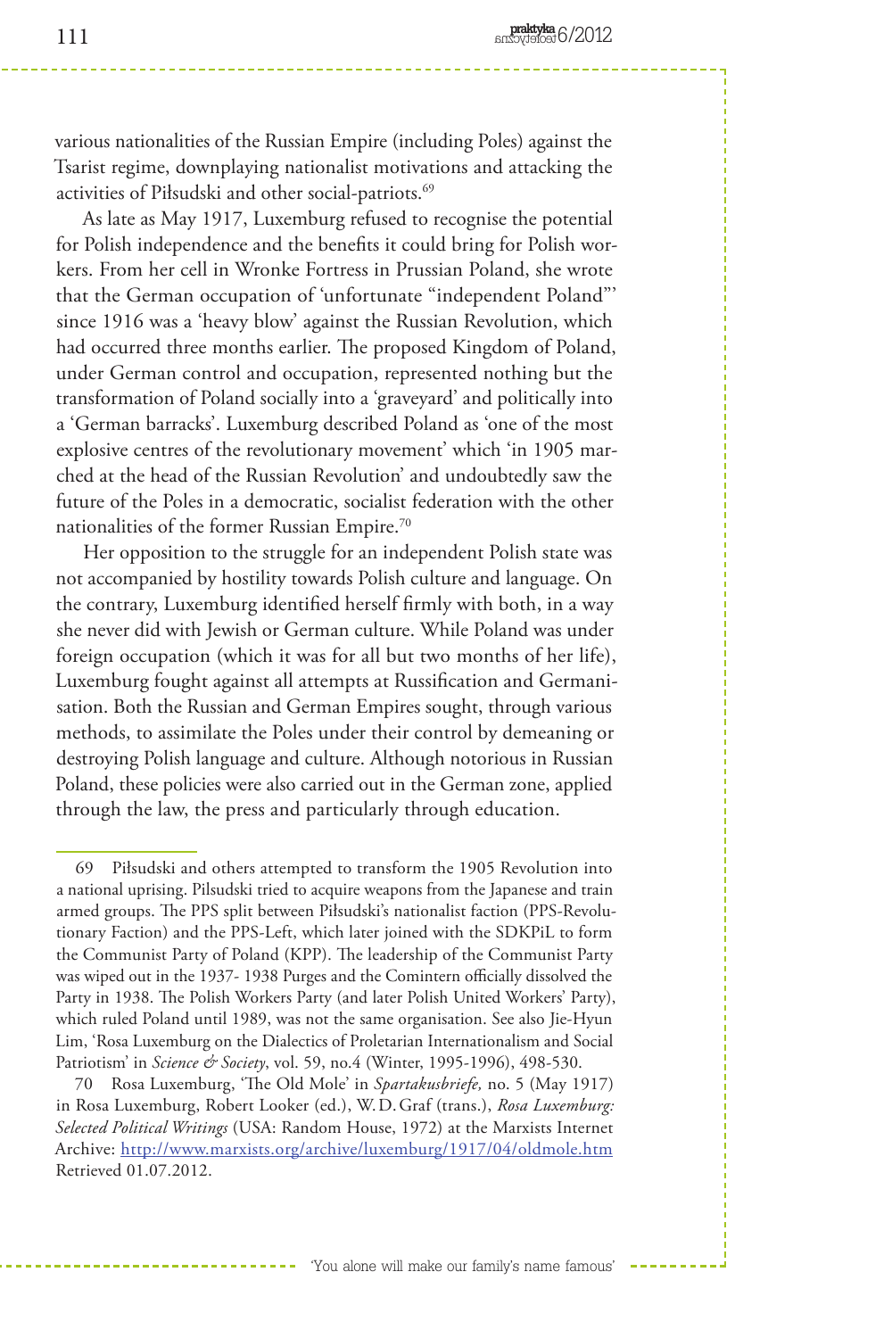various nationalities of the Russian Empire (including Poles) against the Tsarist regime, downplaying nationalist motivations and attacking the activities of Piłsudski and other social-patriots.[69]

As late as May 1917, Luxemburg refused to recognise the potential for Polish independence and the benefits it could bring for Polish workers. From her cell in Wronke Fortress in Prussian Poland, she wrote that the German occupation of 'unfortunate "independent Poland"' since 1916 was a 'heavy blow' against the Russian Revolution, which had occurred three months earlier. The proposed Kingdom of Poland, under German control and occupation, represented nothing but the transformation of Poland socially into a 'graveyard' and politically into a 'German barracks'. Luxemburg described Poland as 'one of the most explosive centres of the revolutionary movement' which 'in 1905 marched at the head of the Russian Revolution' and undoubtedly saw the future of the Poles in a democratic, socialist federation with the other nationalities of the former Russian Empire.[70]

Her opposition to the struggle for an independent Polish state was not accompanied by hostility towards Polish culture and language. On the contrary, Luxemburg identified herself firmly with both, in a way she never did with Jewish or German culture. While Poland was under foreign occupation (which it was for all but two months of her life), Luxemburg fought against all attempts at Russification and Germanisation. Both the Russian and German Empires sought, through various methods, to assimilate the Poles under their control by demeaning or destroying Polish language and culture. Although notorious in Russian Poland, these policies were also carried out in the German zone, applied through the law, the press and particularly through education.

---

69 Piłsudski and others attempted to transform the 1905 Revolution into a national uprising. Pilsudski tried to acquire weapons from the Japanese and train armed groups. The PPS split between Piłsudski's nationalist faction (PPS-Revolutionary Faction) and the PPS-Left, which later joined with the SDKPiL to form the Communist Party of Poland (KPP). The leadership of the Communist Party was wiped out in the 1937- 1938 Purges and the Comintern officially dissolved the Party in 1938. The Polish Workers Party (and later Polish United Workers' Party), which ruled Poland until 1989, was not the same organisation. See also Jie-Hyun Lim, 'Rosa Luxemburg on the Dialectics of Proletarian Internationalism and Social Patriotism' in *Science & Society*, vol. 59, no.4 (Winter, 1995-1996), 498-530.

70 Rosa Luxemburg, 'The Old Mole' in *Spartakusbriefe,* no. 5 (May 1917) in Rosa Luxemburg, Robert Looker (ed.), W. D. Graf (trans.), *Rosa Luxemburg: Selected Political Writings* (USA: Random House, 1972) at the Marxists Internet Archive: http://www.marxists.org/archive/luxemburg/1917/04/oldmole.htm Retrieved 01.07.2012.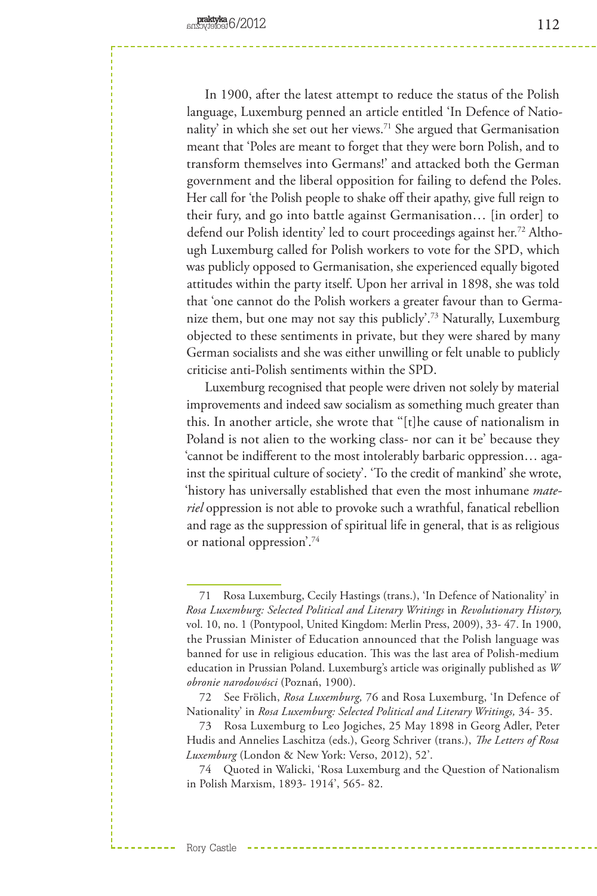In 1900, after the latest attempt to reduce the status of the Polish language, Luxemburg penned an article entitled 'In Defence of Nationality' in which she set out her views.[71] She argued that Germanisation meant that 'Poles are meant to forget that they were born Polish, and to transform themselves into Germans!' and attacked both the German government and the liberal opposition for failing to defend the Poles. Her call for 'the Polish people to shake off their apathy, give full reign to their fury, and go into battle against Germanisation… [in order] to defend our Polish identity' led to court proceedings against her.[72] Although Luxemburg called for Polish workers to vote for the SPD, which was publicly opposed to Germanisation, she experienced equally bigoted attitudes within the party itself. Upon her arrival in 1898, she was told that 'one cannot do the Polish workers a greater favour than to Germanize them, but one may not say this publicly'.[73] Naturally, Luxemburg objected to these sentiments in private, but they were shared by many German socialists and she was either unwilling or felt unable to publicly criticise anti-Polish sentiments within the SPD.

Luxemburg recognised that people were driven not solely by material improvements and indeed saw socialism as something much greater than this. In another article, she wrote that "[t]he cause of nationalism in Poland is not alien to the working class- nor can it be' because they 'cannot be indifferent to the most intolerably barbaric oppression… against the spiritual culture of society'. 'To the credit of mankind' she wrote, 'history has universally established that even the most inhumane *materiel* oppression is not able to provoke such a wrathful, fanatical rebellion and rage as the suppression of spiritual life in general, that is as religious or national oppression'.[74]

---

71 Rosa Luxemburg, Cecily Hastings (trans.), 'In Defence of Nationality' in *Rosa Luxemburg: Selected Political and Literary Writings* in *Revolutionary History,* vol. 10, no. 1 (Pontypool, United Kingdom: Merlin Press, 2009), 33- 47. In 1900, the Prussian Minister of Education announced that the Polish language was banned for use in religious education. This was the last area of Polish-medium education in Prussian Poland. Luxemburg's article was originally published as *W obronie narodowósci* (Poznań, 1900).

72 See Frölich, *Rosa Luxemburg,* 76 and Rosa Luxemburg, 'In Defence of Nationality' in *Rosa Luxemburg: Selected Political and Literary Writings,* 34- 35.

73 Rosa Luxemburg to Leo Jogiches, 25 May 1898 in Georg Adler, Peter Hudis and Annelies Laschitza (eds.), Georg Schriver (trans.), *The Letters of Rosa Luxemburg* (London & New York: Verso, 2012), 52'.

74 Quoted in Walicki, 'Rosa Luxemburg and the Question of Nationalism in Polish Marxism, 1893- 1914', 565- 82.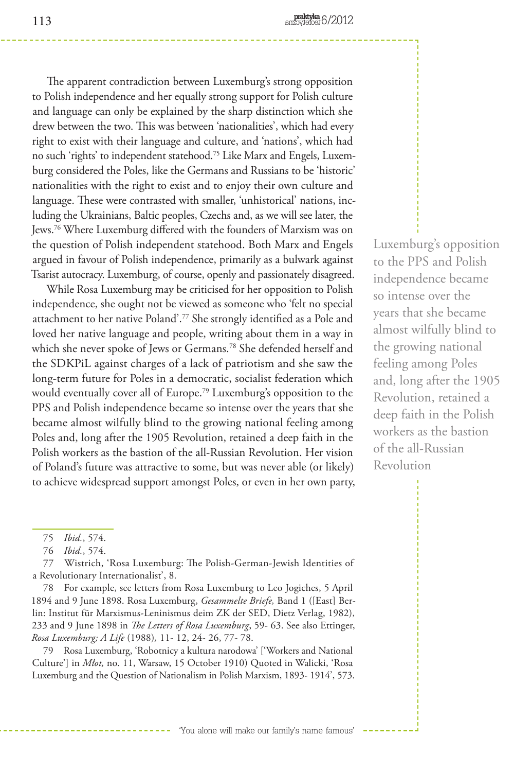The apparent contradiction between Luxemburg's strong opposition to Polish independence and her equally strong support for Polish culture and language can only be explained by the sharp distinction which she drew between the two. This was between 'nationalities', which had every right to exist with their language and culture, and 'nations', which had no such 'rights' to independent statehood.[75] Like Marx and Engels, Luxemburg considered the Poles, like the Germans and Russians to be 'historic' nationalities with the right to exist and to enjoy their own culture and language. These were contrasted with smaller, 'unhistorical' nations, including the Ukrainians, Baltic peoples, Czechs and, as we will see later, the Jews.[76] Where Luxemburg differed with the founders of Marxism was on the question of Polish independent statehood. Both Marx and Engels argued in favour of Polish independence, primarily as a bulwark against Tsarist autocracy. Luxemburg, of course, openly and passionately disagreed.

While Rosa Luxemburg may be criticised for her opposition to Polish independence, she ought not be viewed as someone who 'felt no special attachment to her native Poland'.[77] She strongly identified as a Pole and loved her native language and people, writing about them in a way in which she never spoke of Jews or Germans.[78] She defended herself and the SDKPiL against charges of a lack of patriotism and she saw the long-term future for Poles in a democratic, socialist federation which would eventually cover all of Europe.[79] Luxemburg's opposition to the PPS and Polish independence became so intense over the years that she became almost wilfully blind to the growing national feeling among Poles and, long after the 1905 Revolution, retained a deep faith in the Polish workers as the bastion of the all-Russian Revolution. Her vision of Poland's future was attractive to some, but was never able (or likely) to achieve widespread support amongst Poles, or even in her own party,

> Luxemburg's opposition to the PPS and Polish independence became so intense over the years that she became almost wilfully blind to the growing national feeling among Poles and, long after the 1905 Revolution, retained a deep faith in the Polish workers as the bastion of the all-Russian Revolution

---

75 *Ibid.*, 574.

76 *Ibid.*, 574.

77 Wistrich, 'Rosa Luxemburg: The Polish-German-Jewish Identities of a Revolutionary Internationalist', 8.

78 For example, see letters from Rosa Luxemburg to Leo Jogiches, 5 April 1894 and 9 June 1898. Rosa Luxemburg, *Gesammelte Briefe,* Band 1 ([East] Berlin: Institut für Marxismus-Leninismus deim ZK der SED, Dietz Verlag, 1982), 233 and 9 June 1898 in *The Letters of Rosa Luxemburg*, 59- 63. See also Ettinger, *Rosa Luxemburg; A Life* (1988)*,* 11- 12, 24- 26, 77- 78.

79 Rosa Luxemburg, 'Robotnicy a kultura narodowa' ['Workers and National Culture'] in *Młot,* no. 11, Warsaw, 15 October 1910) Quoted in Walicki, 'Rosa Luxemburg and the Question of Nationalism in Polish Marxism, 1893- 1914', 573.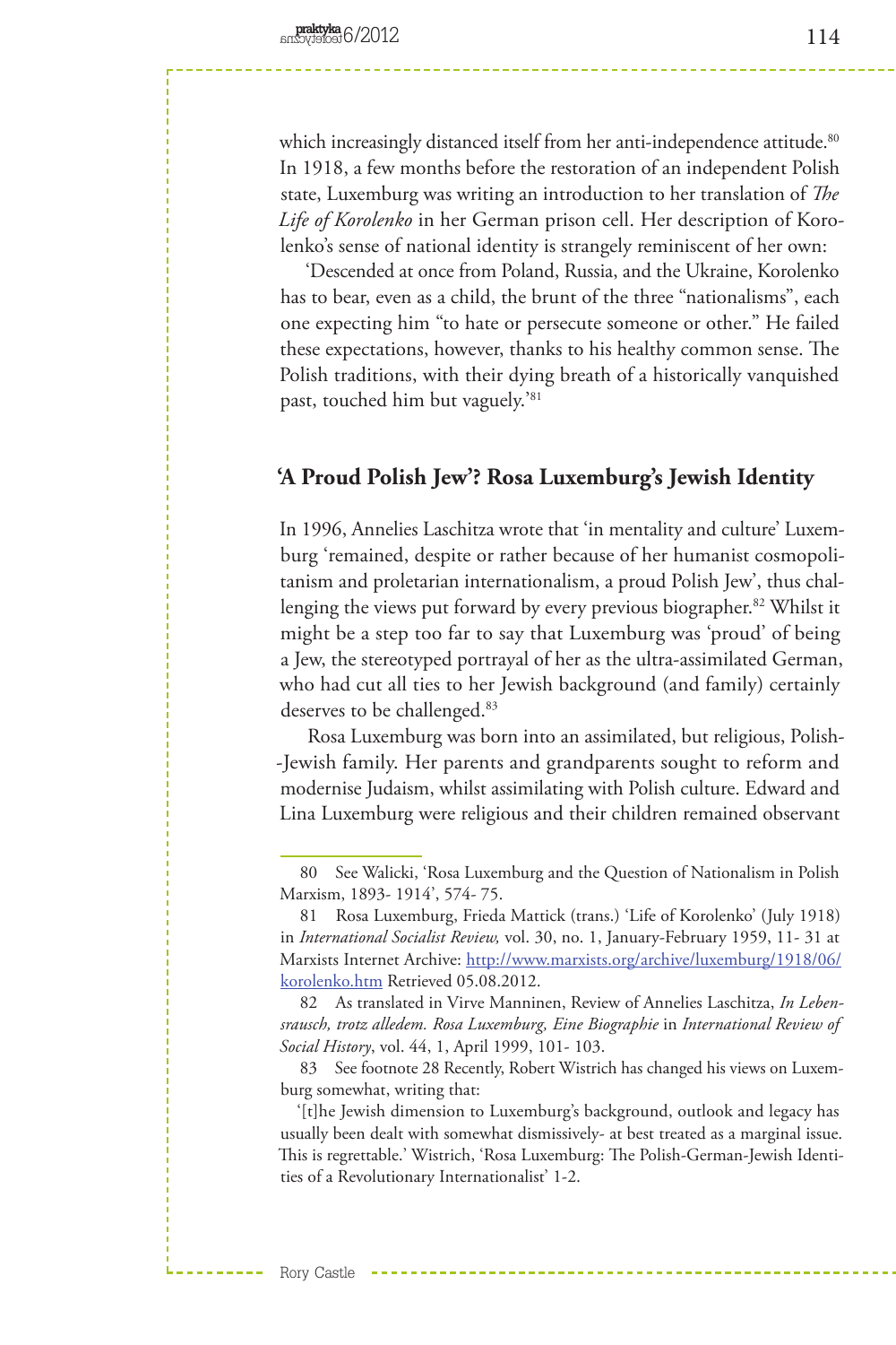which increasingly distanced itself from her anti-independence attitude.[80] In 1918, a few months before the restoration of an independent Polish state, Luxemburg was writing an introduction to her translation of *The Life of Korolenko* in her German prison cell. Her description of Korolenko's sense of national identity is strangely reminiscent of her own:

'Descended at once from Poland, Russia, and the Ukraine, Korolenko has to bear, even as a child, the brunt of the three "nationalisms", each one expecting him "to hate or persecute someone or other." He failed these expectations, however, thanks to his healthy common sense. The Polish traditions, with their dying breath of a historically vanquished past, touched him but vaguely.'[81]

## 'A Proud Polish Jew'? Rosa Luxemburg's Jewish Identity

In 1996, Annelies Laschitza wrote that 'in mentality and culture' Luxemburg 'remained, despite or rather because of her humanist cosmopolitanism and proletarian internationalism, a proud Polish Jew', thus challenging the views put forward by every previous biographer.[82] Whilst it might be a step too far to say that Luxemburg was 'proud' of being a Jew, the stereotyped portrayal of her as the ultra-assimilated German, who had cut all ties to her Jewish background (and family) certainly deserves to be challenged.[83]

Rosa Luxemburg was born into an assimilated, but religious, Polish-Jewish family. Her parents and grandparents sought to reform and modernise Judaism, whilst assimilating with Polish culture. Edward and Lina Luxemburg were religious and their children remained observant

---

80 See Walicki, 'Rosa Luxemburg and the Question of Nationalism in Polish Marxism, 1893- 1914', 574- 75.

81 Rosa Luxemburg, Frieda Mattick (trans.) 'Life of Korolenko' (July 1918) in *International Socialist Review,* vol. 30, no. 1, January-February 1959, 11- 31 at Marxists Internet Archive: http://www.marxists.org/archive/luxemburg/1918/06/korolenko.htm Retrieved 05.08.2012.

82 As translated in Virve Manninen, Review of Annelies Laschitza, *In Lebensrausch, trotz alledem. Rosa Luxemburg, Eine Biographie* in *International Review of Social History*, vol. 44, 1, April 1999, 101- 103.

83 See footnote 28 Recently, Robert Wistrich has changed his views on Luxemburg somewhat, writing that:

'[t]he Jewish dimension to Luxemburg's background, outlook and legacy has usually been dealt with somewhat dismissively- at best treated as a marginal issue. This is regrettable.' Wistrich, 'Rosa Luxemburg: The Polish-German-Jewish Identities of a Revolutionary Internationalist' 1-2.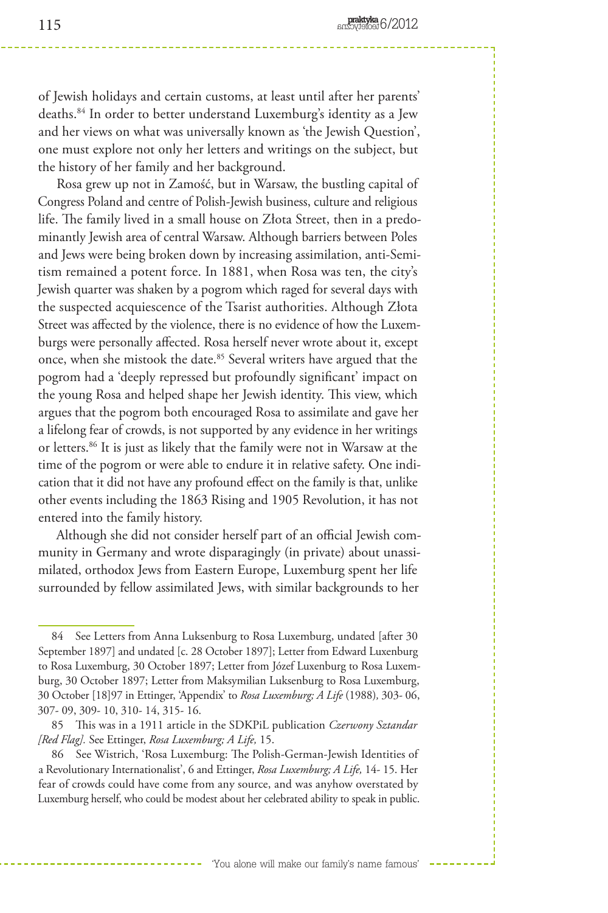of Jewish holidays and certain customs, at least until after her parents' deaths.[84] In order to better understand Luxemburg's identity as a Jew and her views on what was universally known as 'the Jewish Question', one must explore not only her letters and writings on the subject, but the history of her family and her background.

Rosa grew up not in Zamość, but in Warsaw, the bustling capital of Congress Poland and centre of Polish-Jewish business, culture and religious life. The family lived in a small house on Złota Street, then in a predominantly Jewish area of central Warsaw. Although barriers between Poles and Jews were being broken down by increasing assimilation, anti-Semitism remained a potent force. In 1881, when Rosa was ten, the city's Jewish quarter was shaken by a pogrom which raged for several days with the suspected acquiescence of the Tsarist authorities. Although Złota Street was affected by the violence, there is no evidence of how the Luxemburgs were personally affected. Rosa herself never wrote about it, except once, when she mistook the date.[85] Several writers have argued that the pogrom had a 'deeply repressed but profoundly significant' impact on the young Rosa and helped shape her Jewish identity. This view, which argues that the pogrom both encouraged Rosa to assimilate and gave her a lifelong fear of crowds, is not supported by any evidence in her writings or letters.[86] It is just as likely that the family were not in Warsaw at the time of the pogrom or were able to endure it in relative safety. One indication that it did not have any profound effect on the family is that, unlike other events including the 1863 Rising and 1905 Revolution, it has not entered into the family history.

Although she did not consider herself part of an official Jewish community in Germany and wrote disparagingly (in private) about unassimilated, orthodox Jews from Eastern Europe, Luxemburg spent her life surrounded by fellow assimilated Jews, with similar backgrounds to her

---

84 See Letters from Anna Luksenburg to Rosa Luxemburg, undated [after 30 September 1897] and undated [c. 28 October 1897]; Letter from Edward Luxenburg to Rosa Luxemburg, 30 October 1897; Letter from Józef Luxenburg to Rosa Luxemburg, 30 October 1897; Letter from Maksymilian Luksenburg to Rosa Luxemburg, 30 October [18]97 in Ettinger, 'Appendix' to *Rosa Luxemburg; A Life* (1988), 303- 06, 307- 09, 309- 10, 310- 14, 315- 16.

85 This was in a 1911 article in the SDKPiL publication *Czerwony Sztandar [Red Flag].* See Ettinger, *Rosa Luxemburg; A Life,* 15.

86 See Wistrich, 'Rosa Luxemburg: The Polish-German-Jewish Identities of a Revolutionary Internationalist', 6 and Ettinger, *Rosa Luxemburg; A Life,* 14- 15. Her fear of crowds could have come from any source, and was anyhow overstated by Luxemburg herself, who could be modest about her celebrated ability to speak in public.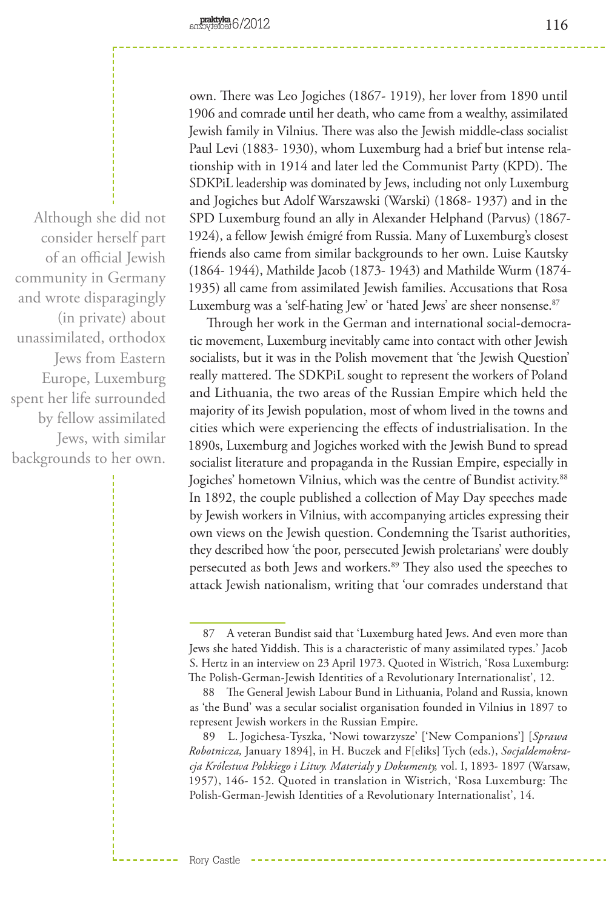own. There was Leo Jogiches (1867- 1919), her lover from 1890 until 1906 and comrade until her death, who came from a wealthy, assimilated Jewish family in Vilnius. There was also the Jewish middle-class socialist Paul Levi (1883- 1930), whom Luxemburg had a brief but intense relationship with in 1914 and later led the Communist Party (KPD). The SDKPiL leadership was dominated by Jews, including not only Luxemburg and Jogiches but Adolf Warszawski (Warski) (1868- 1937) and in the SPD Luxemburg found an ally in Alexander Helphand (Parvus) (1867- 1924), a fellow Jewish émigré from Russia. Many of Luxemburg's closest friends also came from similar backgrounds to her own. Luise Kautsky (1864- 1944), Mathilde Jacob (1873- 1943) and Mathilde Wurm (1874- 1935) all came from assimilated Jewish families. Accusations that Rosa Luxemburg was a 'self-hating Jew' or 'hated Jews' are sheer nonsense.[87]

> Although she did not consider herself part of an official Jewish community in Germany and wrote disparagingly (in private) about unassimilated, orthodox Jews from Eastern Europe, Luxemburg spent her life surrounded by fellow assimilated Jews, with similar backgrounds to her own.

Through her work in the German and international social-democratic movement, Luxemburg inevitably came into contact with other Jewish socialists, but it was in the Polish movement that 'the Jewish Question' really mattered. The SDKPiL sought to represent the workers of Poland and Lithuania, the two areas of the Russian Empire which held the majority of its Jewish population, most of whom lived in the towns and cities which were experiencing the effects of industrialisation. In the 1890s, Luxemburg and Jogiches worked with the Jewish Bund to spread socialist literature and propaganda in the Russian Empire, especially in Jogiches' hometown Vilnius, which was the centre of Bundist activity.[88] In 1892, the couple published a collection of May Day speeches made by Jewish workers in Vilnius, with accompanying articles expressing their own views on the Jewish question. Condemning the Tsarist authorities, they described how 'the poor, persecuted Jewish proletarians' were doubly persecuted as both Jews and workers.[89] They also used the speeches to attack Jewish nationalism, writing that 'our comrades understand that

---

87 A veteran Bundist said that 'Luxemburg hated Jews. And even more than Jews she hated Yiddish. This is a characteristic of many assimilated types.' Jacob S. Hertz in an interview on 23 April 1973. Quoted in Wistrich, 'Rosa Luxemburg: The Polish-German-Jewish Identities of a Revolutionary Internationalist', 12.

88 The General Jewish Labour Bund in Lithuania, Poland and Russia, known as 'the Bund' was a secular socialist organisation founded in Vilnius in 1897 to represent Jewish workers in the Russian Empire.

89 L. Jogichesa-Tyszka, 'Nowi towarzysze' ['New Companions'] [*Sprawa Robotnicza,* January 1894], in H. Buczek and F[eliks] Tych (eds.), *Socjaldemokracja Królestwa Polskiego i Litwy. Materialy y Dokumenty,* vol. I, 1893- 1897 (Warsaw, 1957), 146- 152. Quoted in translation in Wistrich, 'Rosa Luxemburg: The Polish-German-Jewish Identities of a Revolutionary Internationalist', 14.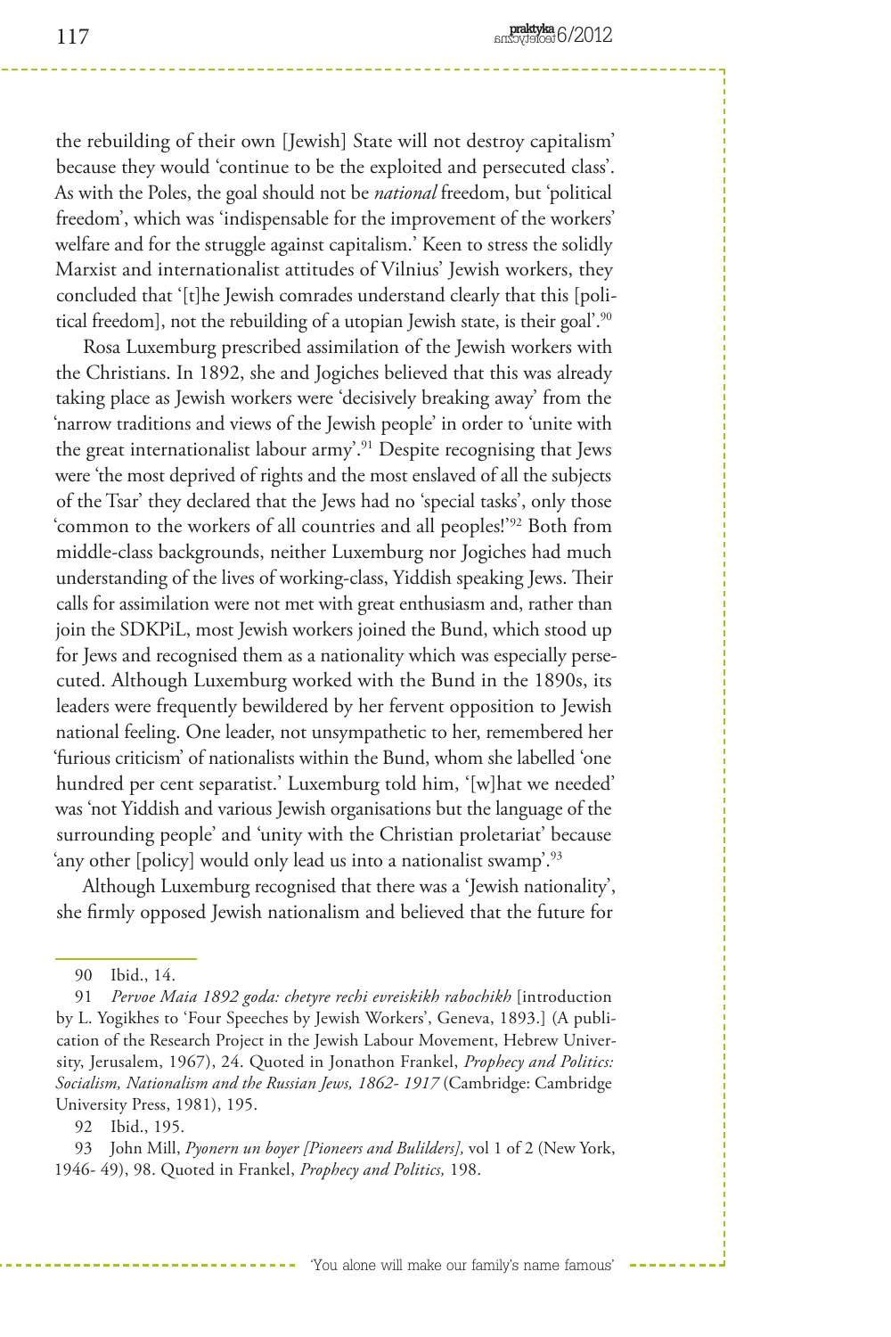the rebuilding of their own [Jewish] State will not destroy capitalism' because they would 'continue to be the exploited and persecuted class'. As with the Poles, the goal should not be *national* freedom, but 'political freedom', which was 'indispensable for the improvement of the workers' welfare and for the struggle against capitalism.' Keen to stress the solidly Marxist and internationalist attitudes of Vilnius' Jewish workers, they concluded that '[t]he Jewish comrades understand clearly that this [political freedom], not the rebuilding of a utopian Jewish state, is their goal'.[90]

Rosa Luxemburg prescribed assimilation of the Jewish workers with the Christians. In 1892, she and Jogiches believed that this was already taking place as Jewish workers were 'decisively breaking away' from the 'narrow traditions and views of the Jewish people' in order to 'unite with the great internationalist labour army'.[91] Despite recognising that Jews were 'the most deprived of rights and the most enslaved of all the subjects of the Tsar' they declared that the Jews had no 'special tasks', only those 'common to the workers of all countries and all peoples!'[92] Both from middle-class backgrounds, neither Luxemburg nor Jogiches had much understanding of the lives of working-class, Yiddish speaking Jews. Their calls for assimilation were not met with great enthusiasm and, rather than join the SDKPiL, most Jewish workers joined the Bund, which stood up for Jews and recognised them as a nationality which was especially persecuted. Although Luxemburg worked with the Bund in the 1890s, its leaders were frequently bewildered by her fervent opposition to Jewish national feeling. One leader, not unsympathetic to her, remembered her 'furious criticism' of nationalists within the Bund, whom she labelled 'one hundred per cent separatist.' Luxemburg told him, '[w]hat we needed' was 'not Yiddish and various Jewish organisations but the language of the surrounding people' and 'unity with the Christian proletariat' because 'any other [policy] would only lead us into a nationalist swamp'.[93]

Although Luxemburg recognised that there was a 'Jewish nationality', she firmly opposed Jewish nationalism and believed that the future for

---

90 Ibid., 14.

91 *Pervoe Maia 1892 goda: chetyre rechi evreiskikh rabochikh* [introduction by L. Yogikhes to 'Four Speeches by Jewish Workers', Geneva, 1893.] (A publication of the Research Project in the Jewish Labour Movement, Hebrew University, Jerusalem, 1967), 24. Quoted in Jonathon Frankel, *Prophecy and Politics: Socialism, Nationalism and the Russian Jews, 1862- 1917* (Cambridge: Cambridge University Press, 1981), 195.

92 Ibid., 195.

93 John Mill, *Pyonern un boyer [Pioneers and Bulilders],* vol 1 of 2 (New York, 1946- 49), 98. Quoted in Frankel, *Prophecy and Politics,* 198.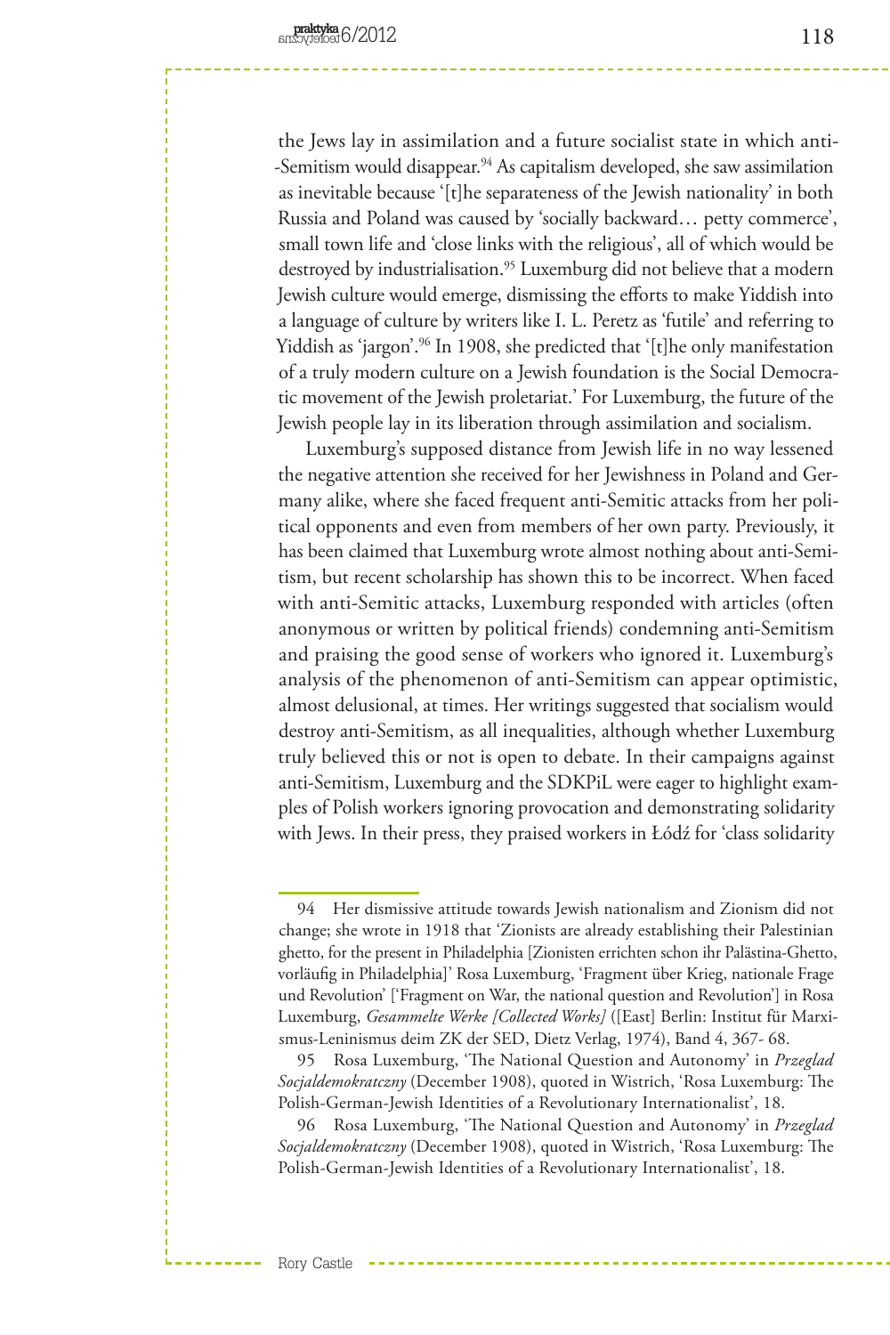the Jews lay in assimilation and a future socialist state in which anti--Semitism would disappear.[94] As capitalism developed, she saw assimilation as inevitable because '[t]he separateness of the Jewish nationality' in both Russia and Poland was caused by 'socially backward… petty commerce', small town life and 'close links with the religious', all of which would be destroyed by industrialisation.[95] Luxemburg did not believe that a modern Jewish culture would emerge, dismissing the efforts to make Yiddish into a language of culture by writers like I. L. Peretz as 'futile' and referring to Yiddish as 'jargon'.[96] In 1908, she predicted that '[t]he only manifestation of a truly modern culture on a Jewish foundation is the Social Democratic movement of the Jewish proletariat.' For Luxemburg, the future of the Jewish people lay in its liberation through assimilation and socialism.

Luxemburg's supposed distance from Jewish life in no way lessened the negative attention she received for her Jewishness in Poland and Germany alike, where she faced frequent anti-Semitic attacks from her political opponents and even from members of her own party. Previously, it has been claimed that Luxemburg wrote almost nothing about anti-Semitism, but recent scholarship has shown this to be incorrect. When faced with anti-Semitic attacks, Luxemburg responded with articles (often anonymous or written by political friends) condemning anti-Semitism and praising the good sense of workers who ignored it. Luxemburg's analysis of the phenomenon of anti-Semitism can appear optimistic, almost delusional, at times. Her writings suggested that socialism would destroy anti-Semitism, as all inequalities, although whether Luxemburg truly believed this or not is open to debate. In their campaigns against anti-Semitism, Luxemburg and the SDKPiL were eager to highlight examples of Polish workers ignoring provocation and demonstrating solidarity with Jews. In their press, they praised workers in Łódź for 'class solidarity

---

94 Her dismissive attitude towards Jewish nationalism and Zionism did not change; she wrote in 1918 that 'Zionists are already establishing their Palestinian ghetto, for the present in Philadelphia [Zionisten errichten schon ihr Palästina-Ghetto, vorläufig in Philadelphia]' Rosa Luxemburg, 'Fragment über Krieg, nationale Frage und Revolution' ['Fragment on War, the national question and Revolution'] in Rosa Luxemburg, *Gesammelte Werke [Collected Works]* ([East] Berlin: Institut für Marxismus-Leninismus deim ZK der SED, Dietz Verlag, 1974), Band 4, 367- 68.

95 Rosa Luxemburg, 'The National Question and Autonomy' in *Przeglad Socjaldemokratczny* (December 1908), quoted in Wistrich, 'Rosa Luxemburg: The Polish-German-Jewish Identities of a Revolutionary Internationalist', 18.

96 Rosa Luxemburg, 'The National Question and Autonomy' in *Przeglad Socjaldemokratczny* (December 1908), quoted in Wistrich, 'Rosa Luxemburg: The Polish-German-Jewish Identities of a Revolutionary Internationalist', 18.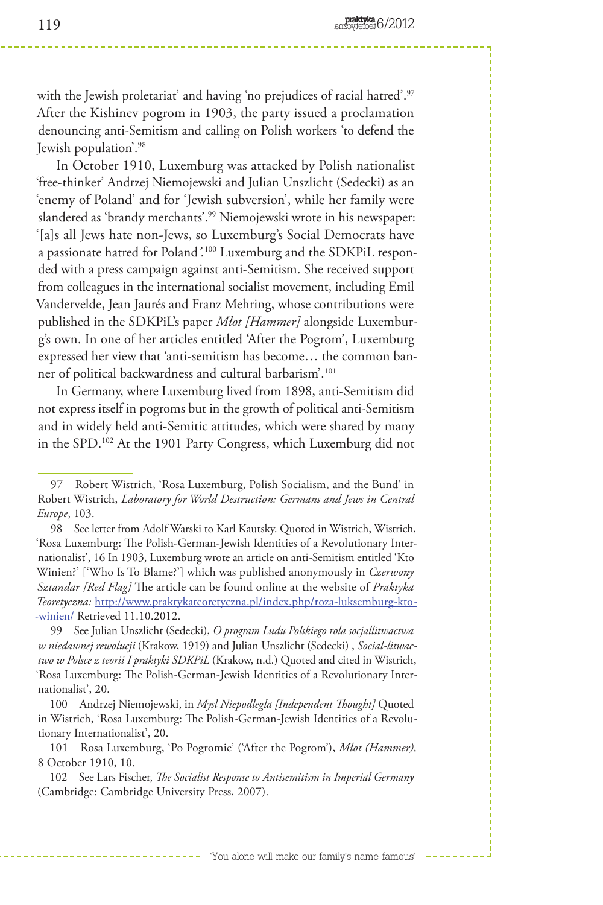with the Jewish proletariat' and having 'no prejudices of racial hatred'.[97] After the Kishinev pogrom in 1903, the party issued a proclamation denouncing anti-Semitism and calling on Polish workers 'to defend the Jewish population'.[98]

In October 1910, Luxemburg was attacked by Polish nationalist 'free-thinker' Andrzej Niemojewski and Julian Unszlicht (Sedecki) as an 'enemy of Poland' and for 'Jewish subversion', while her family were slandered as 'brandy merchants'.[99] Niemojewski wrote in his newspaper: '[a]s all Jews hate non-Jews, so Luxemburg's Social Democrats have a passionate hatred for Poland'.[100] Luxemburg and the SDKPiL responded with a press campaign against anti-Semitism. She received support from colleagues in the international socialist movement, including Emil Vandervelde, Jean Jaurés and Franz Mehring, whose contributions were published in the SDKPiL's paper *Młot [Hammer]* alongside Luxemburg's own. In one of her articles entitled 'After the Pogrom', Luxemburg expressed her view that 'anti-semitism has become… the common banner of political backwardness and cultural barbarism'.[101]

In Germany, where Luxemburg lived from 1898, anti-Semitism did not express itself in pogroms but in the growth of political anti-Semitism and in widely held anti-Semitic attitudes, which were shared by many in the SPD.[102] At the 1901 Party Congress, which Luxemburg did not

---

97 Robert Wistrich, 'Rosa Luxemburg, Polish Socialism, and the Bund' in Robert Wistrich, *Laboratory for World Destruction: Germans and Jews in Central Europe*, 103.

98 See letter from Adolf Warski to Karl Kautsky. Quoted in Wistrich, Wistrich, 'Rosa Luxemburg: The Polish-German-Jewish Identities of a Revolutionary Internationalist', 16 In 1903, Luxemburg wrote an article on anti-Semitism entitled 'Kto Winien?' ['Who Is To Blame?'] which was published anonymously in *Czerwony Sztandar [Red Flag]* The article can be found online at the website of *Praktyka Teoretyczna:* http://www.praktykateoretyczna.pl/index.php/roza-luksemburg-kto--winien/ Retrieved 11.10.2012.

99 See Julian Unszlicht (Sedecki), *O program Ludu Polskiego rola socjallitwactwa w niedawnej rewolucji* (Krakow, 1919) and Julian Unszlicht (Sedecki) , *Social-litwactwo w Polsce z teorii I praktyki SDKPiL* (Krakow, n.d.) Quoted and cited in Wistrich, 'Rosa Luxemburg: The Polish-German-Jewish Identities of a Revolutionary Internationalist', 20.

100 Andrzej Niemojewski, in *Mysl Niepodlegla [Independent Thought]* Quoted in Wistrich, 'Rosa Luxemburg: The Polish-German-Jewish Identities of a Revolutionary Internationalist', 20.

101 Rosa Luxemburg, 'Po Pogromie' ('After the Pogrom'), *Młot (Hammer),* 8 October 1910, 10.

102 See Lars Fischer, *The Socialist Response to Antisemitism in Imperial Germany* (Cambridge: Cambridge University Press, 2007).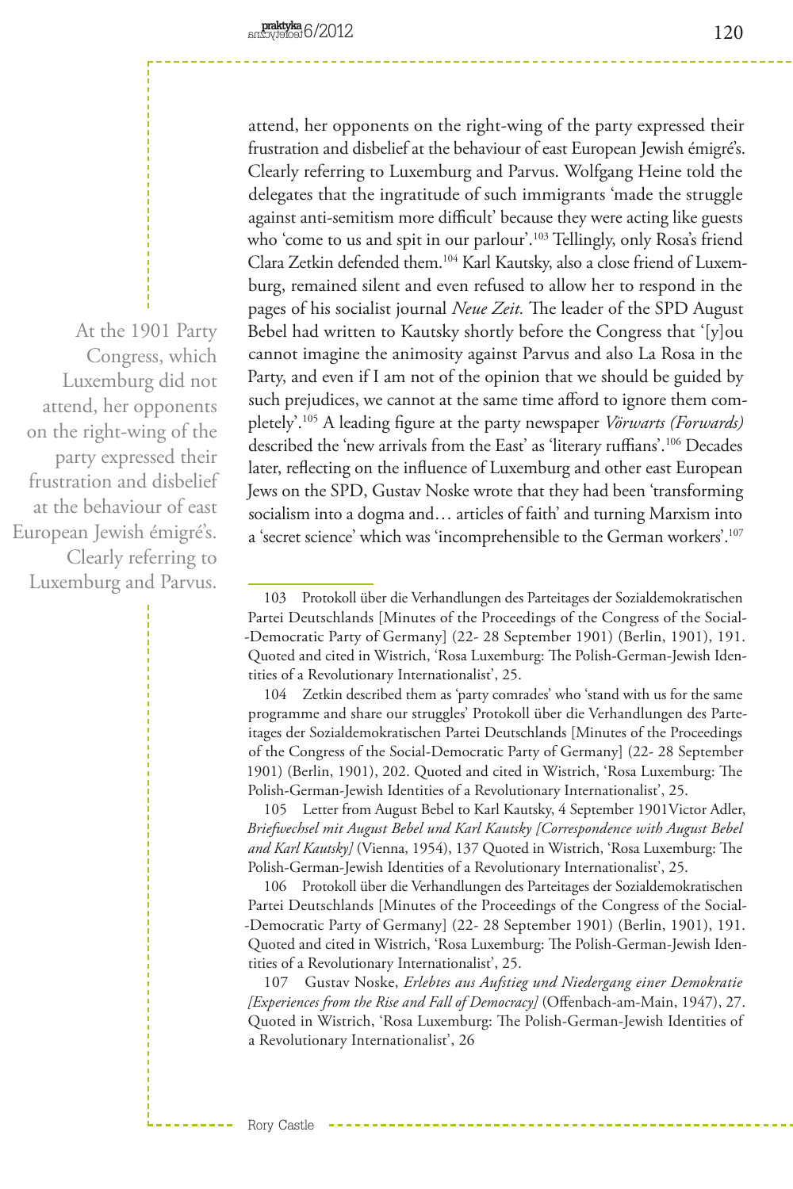attend, her opponents on the right-wing of the party expressed their frustration and disbelief at the behaviour of east European Jewish émigré's. Clearly referring to Luxemburg and Parvus. Wolfgang Heine told the delegates that the ingratitude of such immigrants 'made the struggle against anti-semitism more difficult' because they were acting like guests who 'come to us and spit in our parlour'.[103] Tellingly, only Rosa's friend Clara Zetkin defended them.[104] Karl Kautsky, also a close friend of Luxemburg, remained silent and even refused to allow her to respond in the pages of his socialist journal *Neue Zeit.* The leader of the SPD August Bebel had written to Kautsky shortly before the Congress that '[y]ou cannot imagine the animosity against Parvus and also La Rosa in the Party, and even if I am not of the opinion that we should be guided by such prejudices, we cannot at the same time afford to ignore them completely'.[105] A leading figure at the party newspaper *Vörwarts (Forwards)* described the 'new arrivals from the East' as 'literary ruffians'.[106] Decades later, reflecting on the influence of Luxemburg and other east European Jews on the SPD, Gustav Noske wrote that they had been 'transforming socialism into a dogma and… articles of faith' and turning Marxism into a 'secret science' which was 'incomprehensible to the German workers'.[107]

At the 1901 Party Congress, which Luxemburg did not attend, her opponents on the right-wing of the party expressed their frustration and disbelief at the behaviour of east European Jewish émigré's. Clearly referring to Luxemburg and Parvus.

103 Protokoll über die Verhandlungen des Parteitages der Sozialdemokratischen Partei Deutschlands [Minutes of the Proceedings of the Congress of the Social--Democratic Party of Germany] (22- 28 September 1901) (Berlin, 1901), 191. Quoted and cited in Wistrich, 'Rosa Luxemburg: The Polish-German-Jewish Identities of a Revolutionary Internationalist', 25.

104 Zetkin described them as 'party comrades' who 'stand with us for the same programme and share our struggles' Protokoll über die Verhandlungen des Parteitages der Sozialdemokratischen Partei Deutschlands [Minutes of the Proceedings of the Congress of the Social-Democratic Party of Germany] (22- 28 September 1901) (Berlin, 1901), 202. Quoted and cited in Wistrich, 'Rosa Luxemburg: The Polish-German-Jewish Identities of a Revolutionary Internationalist', 25.

105 Letter from August Bebel to Karl Kautsky, 4 September 1901Victor Adler, *Briefwechsel mit August Bebel und Karl Kautsky [Correspondence with August Bebel and Karl Kautsky]* (Vienna, 1954), 137 Quoted in Wistrich, 'Rosa Luxemburg: The Polish-German-Jewish Identities of a Revolutionary Internationalist', 25.

106 Protokoll über die Verhandlungen des Parteitages der Sozialdemokratischen Partei Deutschlands [Minutes of the Proceedings of the Congress of the Social--Democratic Party of Germany] (22- 28 September 1901) (Berlin, 1901), 191. Quoted and cited in Wistrich, 'Rosa Luxemburg: The Polish-German-Jewish Identities of a Revolutionary Internationalist', 25.

107 Gustav Noske, *Erlebtes aus Aufstieg und Niedergang einer Demokratie [Experiences from the Rise and Fall of Democracy]* (Offenbach-am-Main, 1947), 27. Quoted in Wistrich, 'Rosa Luxemburg: The Polish-German-Jewish Identities of a Revolutionary Internationalist', 26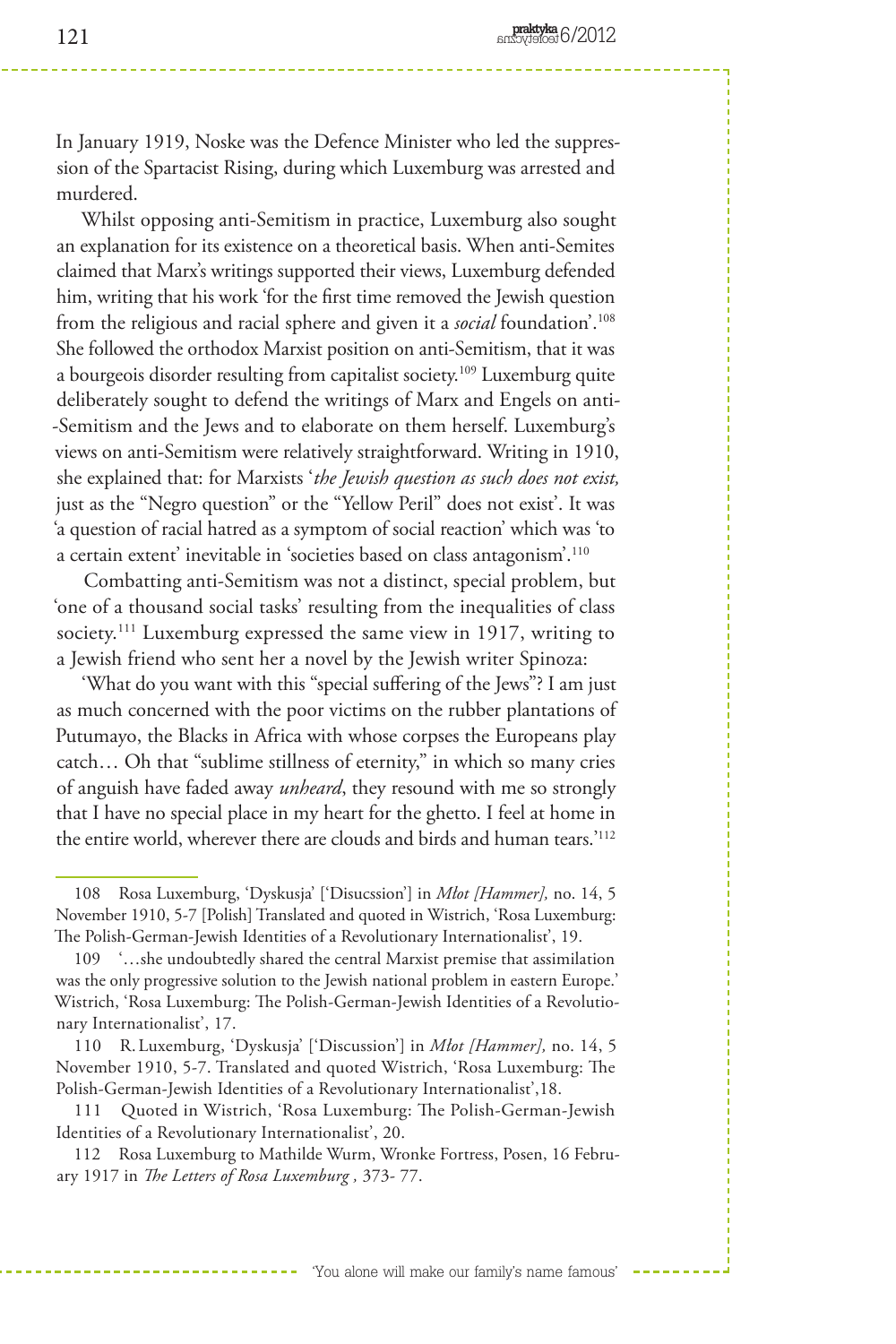In January 1919, Noske was the Defence Minister who led the suppression of the Spartacist Rising, during which Luxemburg was arrested and murdered.

Whilst opposing anti-Semitism in practice, Luxemburg also sought an explanation for its existence on a theoretical basis. When anti-Semites claimed that Marx's writings supported their views, Luxemburg defended him, writing that his work 'for the first time removed the Jewish question from the religious and racial sphere and given it a *social* foundation'.[108] She followed the orthodox Marxist position on anti-Semitism, that it was a bourgeois disorder resulting from capitalist society.[109] Luxemburg quite deliberately sought to defend the writings of Marx and Engels on anti--Semitism and the Jews and to elaborate on them herself. Luxemburg's views on anti-Semitism were relatively straightforward. Writing in 1910, she explained that: for Marxists '*the Jewish question as such does not exist,* just as the "Negro question" or the "Yellow Peril" does not exist'. It was 'a question of racial hatred as a symptom of social reaction' which was 'to a certain extent' inevitable in 'societies based on class antagonism'.[110]

Combatting anti-Semitism was not a distinct, special problem, but 'one of a thousand social tasks' resulting from the inequalities of class society.[111] Luxemburg expressed the same view in 1917, writing to a Jewish friend who sent her a novel by the Jewish writer Spinoza:

'What do you want with this "special suffering of the Jews"? I am just as much concerned with the poor victims on the rubber plantations of Putumayo, the Blacks in Africa with whose corpses the Europeans play catch… Oh that "sublime stillness of eternity," in which so many cries of anguish have faded away *unheard*, they resound with me so strongly that I have no special place in my heart for the ghetto. I feel at home in the entire world, wherever there are clouds and birds and human tears.'[112]

---

108 Rosa Luxemburg, 'Dyskusja' ['Disucssion'] in *Młot [Hammer],* no. 14, 5 November 1910, 5-7 [Polish] Translated and quoted in Wistrich, 'Rosa Luxemburg: The Polish-German-Jewish Identities of a Revolutionary Internationalist', 19.

109 '…she undoubtedly shared the central Marxist premise that assimilation was the only progressive solution to the Jewish national problem in eastern Europe.' Wistrich, 'Rosa Luxemburg: The Polish-German-Jewish Identities of a Revolutionary Internationalist', 17.

110 R. Luxemburg, 'Dyskusja' ['Discussion'] in *Młot [Hammer],* no. 14, 5 November 1910, 5-7. Translated and quoted Wistrich, 'Rosa Luxemburg: The Polish-German-Jewish Identities of a Revolutionary Internationalist',18.

111 Quoted in Wistrich, 'Rosa Luxemburg: The Polish-German-Jewish Identities of a Revolutionary Internationalist', 20.

112 Rosa Luxemburg to Mathilde Wurm, Wronke Fortress, Posen, 16 February 1917 in *The Letters of Rosa Luxemburg ,* 373- 77.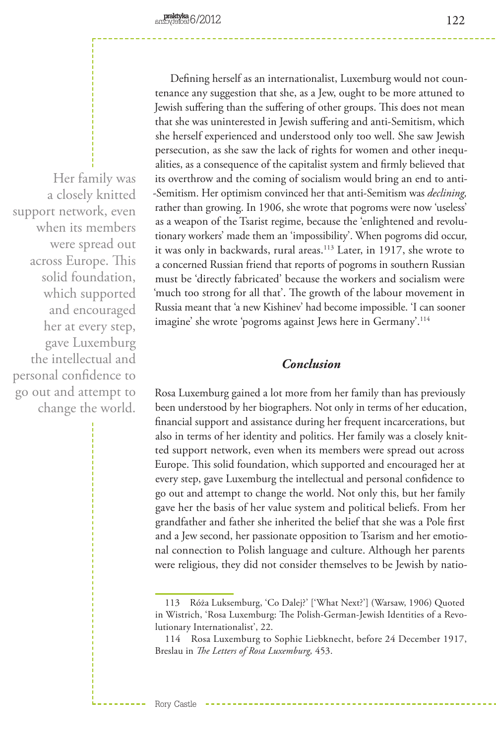Defining herself as an internationalist, Luxemburg would not countenance any suggestion that she, as a Jew, ought to be more attuned to Jewish suffering than the suffering of other groups. This does not mean that she was uninterested in Jewish suffering and anti-Semitism, which she herself experienced and understood only too well. She saw Jewish persecution, as she saw the lack of rights for women and other inequalities, as a consequence of the capitalist system and firmly believed that its overthrow and the coming of socialism would bring an end to anti-Semitism. Her optimism convinced her that anti-Semitism was *declining,* rather than growing. In 1906, she wrote that pogroms were now 'useless' as a weapon of the Tsarist regime, because the 'enlightened and revolutionary workers' made them an 'impossibility'. When pogroms did occur, it was only in backwards, rural areas.[113] Later, in 1917, she wrote to a concerned Russian friend that reports of pogroms in southern Russian must be 'directly fabricated' because the workers and socialism were 'much too strong for all that'. The growth of the labour movement in Russia meant that 'a new Kishinev' had become impossible. 'I can sooner imagine' she wrote 'pogroms against Jews here in Germany'.[114]

Her family was a closely knitted support network, even when its members were spread out across Europe. This solid foundation, which supported and encouraged her at every step, gave Luxemburg the intellectual and personal confidence to go out and attempt to change the world.

## *Conclusion*

Rosa Luxemburg gained a lot more from her family than has previously been understood by her biographers. Not only in terms of her education, financial support and assistance during her frequent incarcerations, but also in terms of her identity and politics. Her family was a closely knitted support network, even when its members were spread out across Europe. This solid foundation, which supported and encouraged her at every step, gave Luxemburg the intellectual and personal confidence to go out and attempt to change the world. Not only this, but her family gave her the basis of her value system and political beliefs. From her grandfather and father she inherited the belief that she was a Pole first and a Jew second, her passionate opposition to Tsarism and her emotional connection to Polish language and culture. Although her parents were religious, they did not consider themselves to be Jewish by natio-

113 Róża Luksemburg, 'Co Dalej?' ['What Next?'] (Warsaw, 1906) Quoted in Wistrich, 'Rosa Luxemburg: The Polish-German-Jewish Identities of a Revolutionary Internationalist', 22.

114 Rosa Luxemburg to Sophie Liebknecht, before 24 December 1917, Breslau in *The Letters of Rosa Luxemburg,* 453.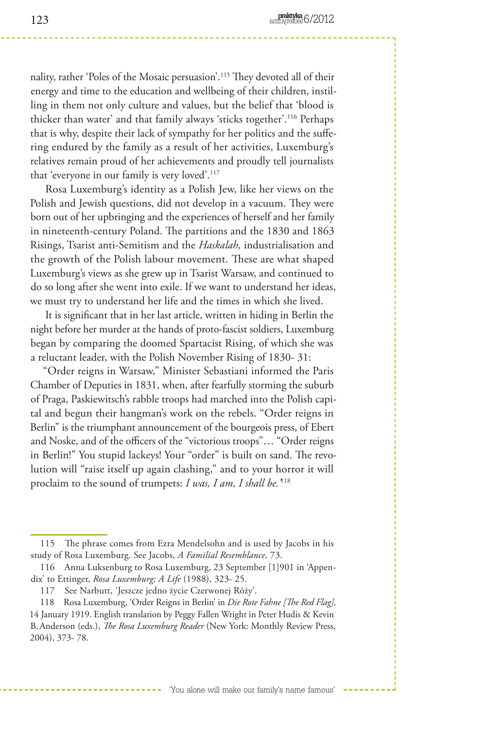nality, rather 'Poles of the Mosaic persuasion'.[115] They devoted all of their energy and time to the education and wellbeing of their children, instilling in them not only culture and values, but the belief that 'blood is thicker than water' and that family always 'sticks together'.[116] Perhaps that is why, despite their lack of sympathy for her politics and the suffering endured by the family as a result of her activities, Luxemburg's relatives remain proud of her achievements and proudly tell journalists that 'everyone in our family is very loved'.[117]

Rosa Luxemburg's identity as a Polish Jew, like her views on the Polish and Jewish questions, did not develop in a vacuum. They were born out of her upbringing and the experiences of herself and her family in nineteenth-century Poland. The partitions and the 1830 and 1863 Risings, Tsarist anti-Semitism and the *Haskalah,* industrialisation and the growth of the Polish labour movement. These are what shaped Luxemburg's views as she grew up in Tsarist Warsaw, and continued to do so long after she went into exile. If we want to understand her ideas, we must try to understand her life and the times in which she lived.

It is significant that in her last article, written in hiding in Berlin the night before her murder at the hands of proto-fascist soldiers, Luxemburg began by comparing the doomed Spartacist Rising, of which she was a reluctant leader, with the Polish November Rising of 1830- 31:

"Order reigns in Warsaw," Minister Sebastiani informed the Paris Chamber of Deputies in 1831, when, after fearfully storming the suburb of Praga, Paskiewitsch's rabble troops had marched into the Polish capital and begun their hangman's work on the rebels. "Order reigns in Berlin" is the triumphant announcement of the bourgeois press, of Ebert and Noske, and of the officers of the "victorious troops"… "Order reigns in Berlin!" You stupid lackeys! Your "order" is built on sand. The revolution will "raise itself up again clashing," and to your horror it will proclaim to the sound of trumpets: *I was, I am, I shall be.*'[118]

---

115 The phrase comes from Ezra Mendelsohn and is used by Jacobs in his study of Rosa Luxemburg. See Jacobs, *A Familial Resemblance,* 73.

116 Anna Luksenburg to Rosa Luxemburg, 23 September [1]901 in 'Appendix' to Ettinger, *Rosa Luxemburg; A Life* (1988), 323- 25.

117 See Narbutt, 'Jeszcze jedno życie Czerwonej Róży'.

118 Rosa Luxemburg, 'Order Reigns in Berlin' in *Die Rote Fahne [The Red Flag],* 14 January 1919. English translation by Peggy Fallen Wright in Peter Hudis & Kevin B. Anderson (eds.), *The Rosa Luxemburg Reader* (New York: Monthly Review Press, 2004), 373- 78.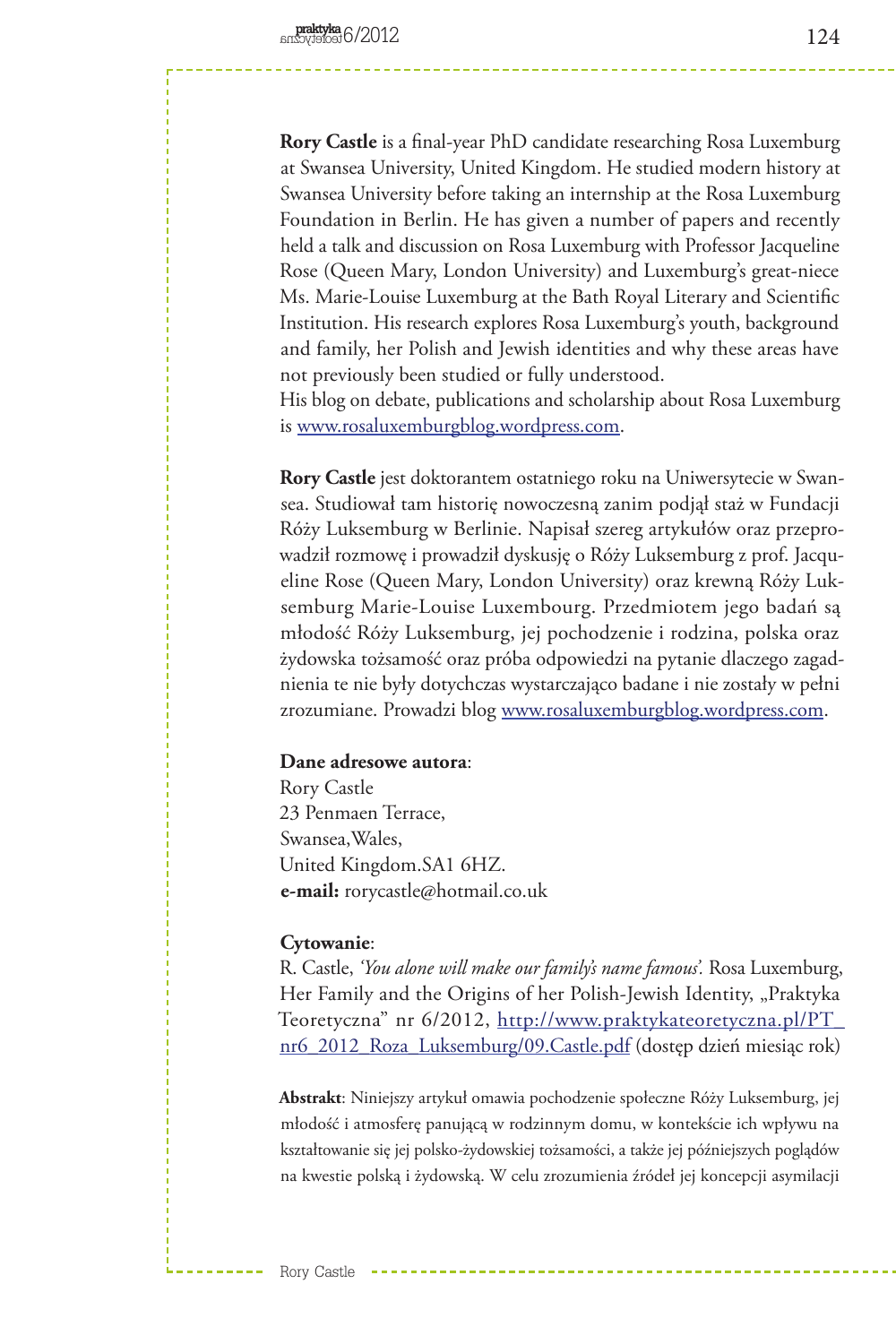**Rory Castle** is a final-year PhD candidate researching Rosa Luxemburg at Swansea University, United Kingdom. He studied modern history at Swansea University before taking an internship at the Rosa Luxemburg Foundation in Berlin. He has given a number of papers and recently held a talk and discussion on Rosa Luxemburg with Professor Jacqueline Rose (Queen Mary, London University) and Luxemburg's great-niece Ms. Marie-Louise Luxemburg at the Bath Royal Literary and Scientific Institution. His research explores Rosa Luxemburg's youth, background and family, her Polish and Jewish identities and why these areas have not previously been studied or fully understood.
His blog on debate, publications and scholarship about Rosa Luxemburg is www.rosaluxemburgblog.wordpress.com.

**Rory Castle** jest doktorantem ostatniego roku na Uniwersytecie w Swansea. Studiował tam historię nowoczesną zanim podjął staż w Fundacji Róży Luksemburg w Berlinie. Napisał szereg artykułów oraz przeprowadził rozmowę i prowadził dyskusję o Róży Luksemburg z prof. Jacqueline Rose (Queen Mary, London University) oraz krewną Róży Luksemburg Marie-Louise Luxembourg. Przedmiotem jego badań są młodość Róży Luksemburg, jej pochodzenie i rodzina, polska oraz żydowska tożsamość oraz próba odpowiedzi na pytanie dlaczego zagadnienia te nie były dotychczas wystarczająco badane i nie zostały w pełni zrozumiane. Prowadzi blog www.rosaluxemburgblog.wordpress.com.

**Dane adresowe autora**:
Rory Castle
23 Penmaen Terrace,
Swansea,Wales,
United Kingdom.SA1 6HZ.
**e-mail:** rorycastle@hotmail.co.uk

**Cytowanie**:
R. Castle, *'You alone will make our family's name famous'.* Rosa Luxemburg, Her Family and the Origins of her Polish-Jewish Identity, „Praktyka Teoretyczna" nr 6/2012, http://www.praktykateoretyczna.pl/PT_nr6_2012_Roza_Luksemburg/09.Castle.pdf (dostęp dzień miesiąc rok)

**Abstrakt**: Niniejszy artykuł omawia pochodzenie społeczne Róży Luksemburg, jej młodość i atmosferę panującą w rodzinnym domu, w kontekście ich wpływu na kształtowanie się jej polsko-żydowskiej tożsamości, a także jej późniejszych poglądów na kwestie polską i żydowską. W celu zrozumienia źródeł jej koncepcji asymilacji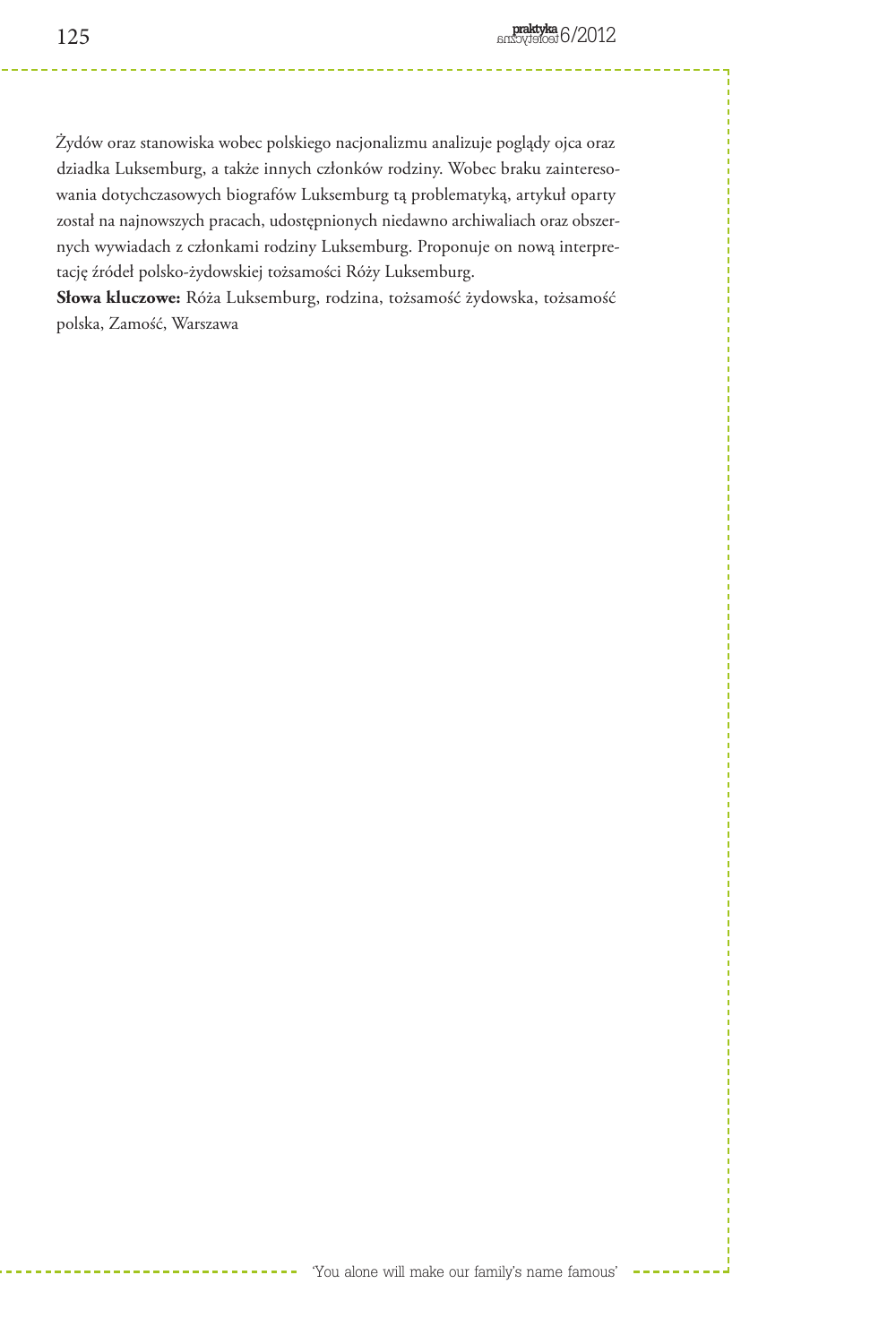Żydów oraz stanowiska wobec polskiego nacjonalizmu analizuje poglądy ojca oraz dziadka Luksemburg, a także innych członków rodziny. Wobec braku zainteresowania dotychczasowych biografów Luksemburg tą problematyką, artykuł oparty został na najnowszych pracach, udostępnionych niedawno archiwaliach oraz obszernych wywiadach z członkami rodziny Luksemburg. Proponuje on nową interpretację źródeł polsko-żydowskiej tożsamości Róży Luksemburg.

**Słowa kluczowe:** Róża Luksemburg, rodzina, tożsamość żydowska, tożsamość polska, Zamość, Warszawa